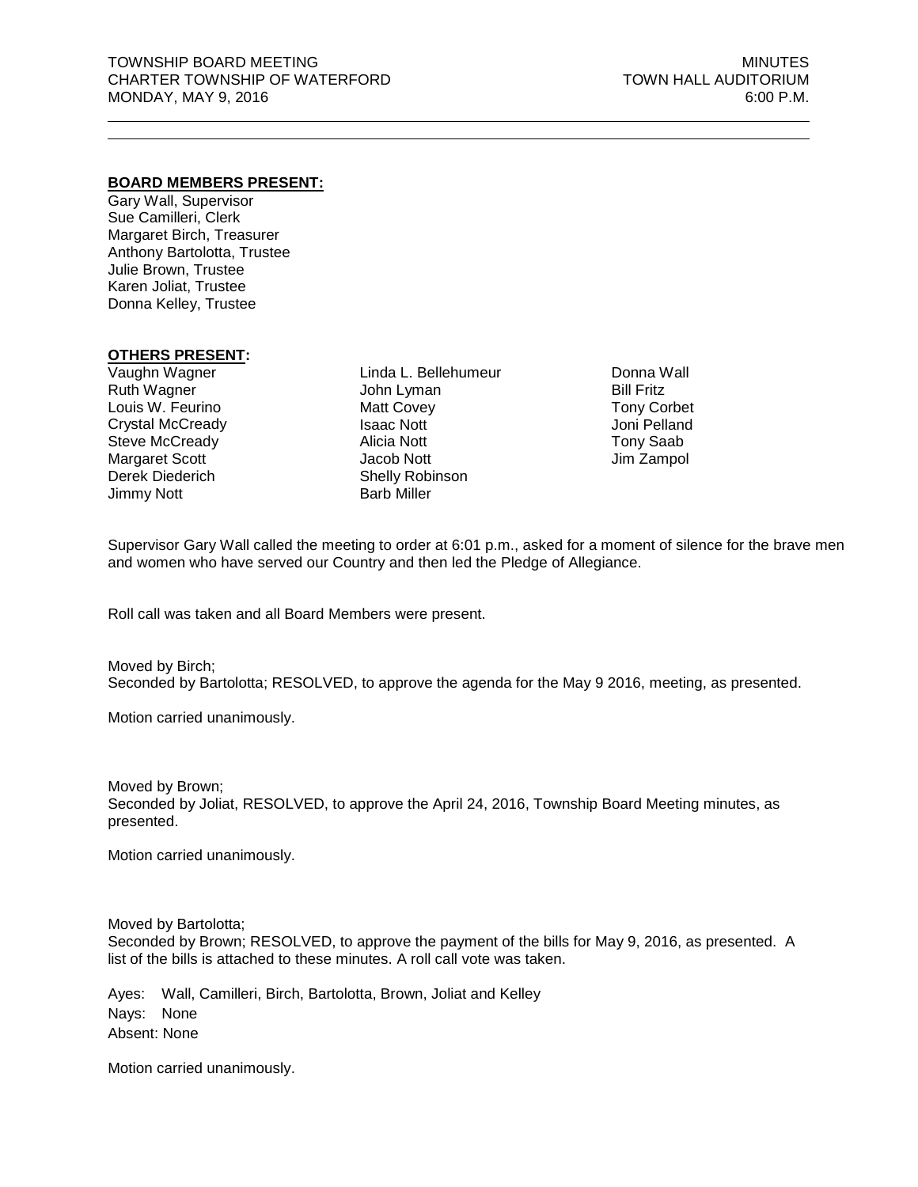TOWNSHIP BOARD MEETING
CHARTER TOWNSHIP OF WATERFORD
MONDAY, MAY 9, 2016

MINUTES
TOWN HALL AUDITORIUM
6:00 P.M.

---

**BOARD MEMBERS PRESENT:**

Gary Wall, Supervisor
Sue Camilleri, Clerk
Margaret Birch, Treasurer
Anthony Bartolotta, Trustee
Julie Brown, Trustee
Karen Joliat, Trustee
Donna Kelley, Trustee

**OTHERS PRESENT:**

Vaughn Wagner
Ruth Wagner
Louis W. Feurino
Crystal McCready
Steve McCready
Margaret Scott
Derek Diederich
Jimmy Nott
Linda L. Bellehumeur
John Lyman
Matt Covey
Isaac Nott
Alicia Nott
Jacob Nott
Shelly Robinson
Barb Miller
Donna Wall
Bill Fritz
Tony Corbet
Joni Pelland
Tony Saab
Jim Zampol

Supervisor Gary Wall called the meeting to order at 6:01 p.m., asked for a moment of silence for the brave men and women who have served our Country and then led the Pledge of Allegiance.

Roll call was taken and all Board Members were present.

Moved by Birch;
Seconded by Bartolotta; RESOLVED, to approve the agenda for the May 9 2016, meeting, as presented.

Motion carried unanimously.

Moved by Brown;
Seconded by Joliat, RESOLVED, to approve the April 24, 2016, Township Board Meeting minutes, as presented.

Motion carried unanimously.

Moved by Bartolotta;
Seconded by Brown; RESOLVED, to approve the payment of the bills for May 9, 2016, as presented. A list of the bills is attached to these minutes. A roll call vote was taken.

Ayes: Wall, Camilleri, Birch, Bartolotta, Brown, Joliat and Kelley
Nays: None
Absent: None

Motion carried unanimously.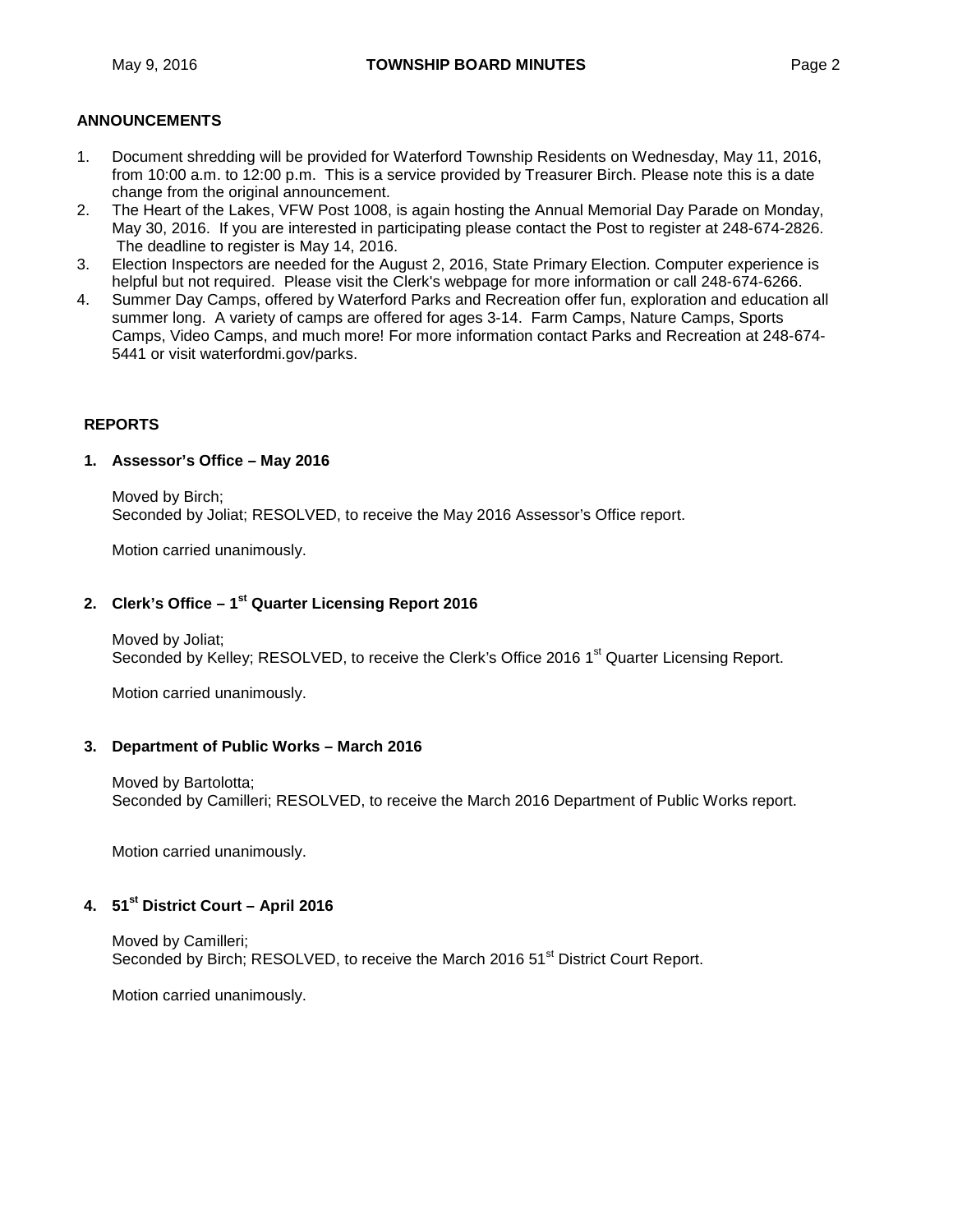## ANNOUNCEMENTS

1. Document shredding will be provided for Waterford Township Residents on Wednesday, May 11, 2016, from 10:00 a.m. to 12:00 p.m. This is a service provided by Treasurer Birch. Please note this is a date change from the original announcement.
2. The Heart of the Lakes, VFW Post 1008, is again hosting the Annual Memorial Day Parade on Monday, May 30, 2016. If you are interested in participating please contact the Post to register at 248-674-2826. The deadline to register is May 14, 2016.
3. Election Inspectors are needed for the August 2, 2016, State Primary Election. Computer experience is helpful but not required. Please visit the Clerk's webpage for more information or call 248-674-6266.
4. Summer Day Camps, offered by Waterford Parks and Recreation offer fun, exploration and education all summer long. A variety of camps are offered for ages 3-14. Farm Camps, Nature Camps, Sports Camps, Video Camps, and much more! For more information contact Parks and Recreation at 248-674-5441 or visit waterfordmi.gov/parks.

## REPORTS

### 1. Assessor's Office – May 2016

Moved by Birch;
Seconded by Joliat; RESOLVED, to receive the May 2016 Assessor's Office report.

Motion carried unanimously.

### 2. Clerk's Office – 1st Quarter Licensing Report 2016

Moved by Joliat;
Seconded by Kelley; RESOLVED, to receive the Clerk's Office 2016 1st Quarter Licensing Report.

Motion carried unanimously.

### 3. Department of Public Works – March 2016

Moved by Bartolotta;
Seconded by Camilleri; RESOLVED, to receive the March 2016 Department of Public Works report.

Motion carried unanimously.

### 4. 51st District Court – April 2016

Moved by Camilleri;
Seconded by Birch; RESOLVED, to receive the March 2016 51st District Court Report.

Motion carried unanimously.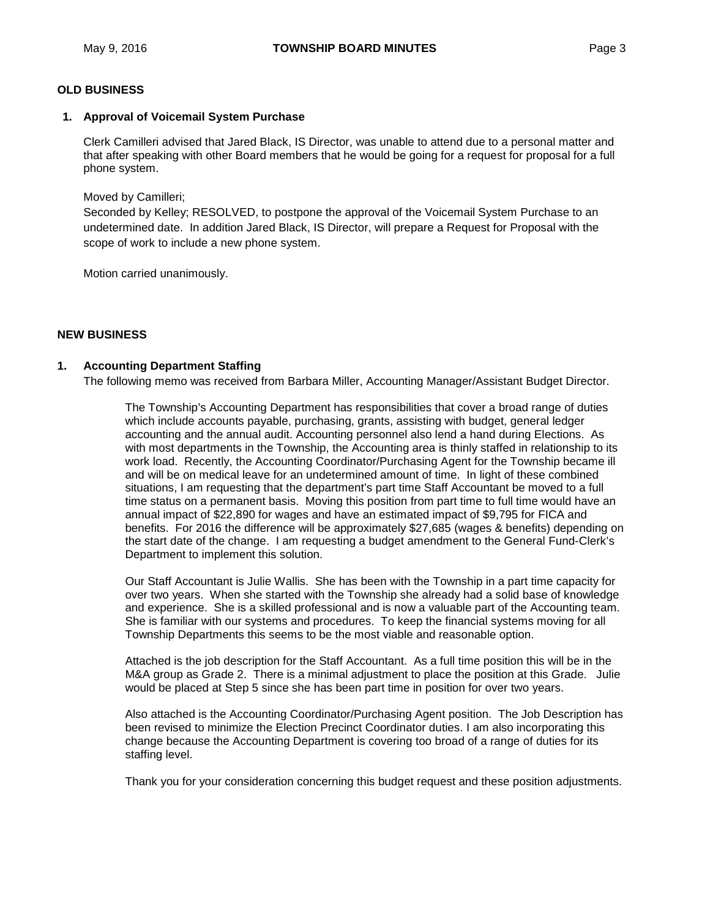## OLD BUSINESS

### 1. Approval of Voicemail System Purchase

Clerk Camilleri advised that Jared Black, IS Director, was unable to attend due to a personal matter and that after speaking with other Board members that he would be going for a request for proposal for a full phone system.

Moved by Camilleri;
Seconded by Kelley; RESOLVED, to postpone the approval of the Voicemail System Purchase to an undetermined date. In addition Jared Black, IS Director, will prepare a Request for Proposal with the scope of work to include a new phone system.

Motion carried unanimously.

## NEW BUSINESS

### 1. Accounting Department Staffing

The following memo was received from Barbara Miller, Accounting Manager/Assistant Budget Director.

> The Township's Accounting Department has responsibilities that cover a broad range of duties which include accounts payable, purchasing, grants, assisting with budget, general ledger accounting and the annual audit. Accounting personnel also lend a hand during Elections. As with most departments in the Township, the Accounting area is thinly staffed in relationship to its work load. Recently, the Accounting Coordinator/Purchasing Agent for the Township became ill and will be on medical leave for an undetermined amount of time. In light of these combined situations, I am requesting that the department's part time Staff Accountant be moved to a full time status on a permanent basis. Moving this position from part time to full time would have an annual impact of $22,890 for wages and have an estimated impact of $9,795 for FICA and benefits. For 2016 the difference will be approximately $27,685 (wages & benefits) depending on the start date of the change. I am requesting a budget amendment to the General Fund-Clerk's Department to implement this solution.
>
> Our Staff Accountant is Julie Wallis. She has been with the Township in a part time capacity for over two years. When she started with the Township she already had a solid base of knowledge and experience. She is a skilled professional and is now a valuable part of the Accounting team. She is familiar with our systems and procedures. To keep the financial systems moving for all Township Departments this seems to be the most viable and reasonable option.
>
> Attached is the job description for the Staff Accountant. As a full time position this will be in the M&A group as Grade 2. There is a minimal adjustment to place the position at this Grade. Julie would be placed at Step 5 since she has been part time in position for over two years.
>
> Also attached is the Accounting Coordinator/Purchasing Agent position. The Job Description has been revised to minimize the Election Precinct Coordinator duties. I am also incorporating this change because the Accounting Department is covering too broad of a range of duties for its staffing level.
>
> Thank you for your consideration concerning this budget request and these position adjustments.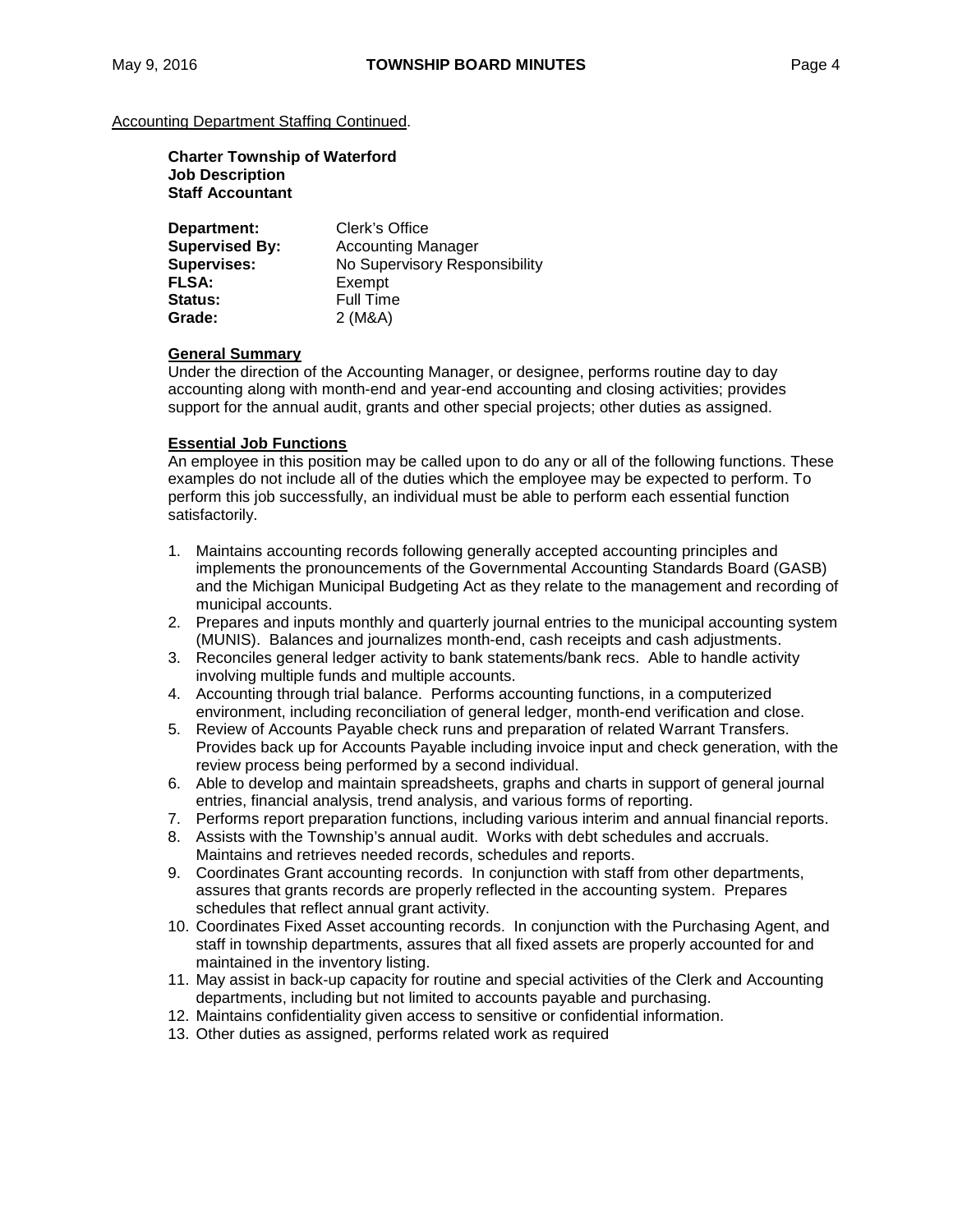Accounting Department Staffing Continued.

**Charter Township of Waterford**
**Job Description**
**Staff Accountant**

| | |
|---|---|
| **Department:** | Clerk's Office |
| **Supervised By:** | Accounting Manager |
| **Supervises:** | No Supervisory Responsibility |
| **FLSA:** | Exempt |
| **Status:** | Full Time |
| **Grade:** | 2 (M&A) |

**General Summary**

Under the direction of the Accounting Manager, or designee, performs routine day to day accounting along with month-end and year-end accounting and closing activities; provides support for the annual audit, grants and other special projects; other duties as assigned.

**Essential Job Functions**

An employee in this position may be called upon to do any or all of the following functions. These examples do not include all of the duties which the employee may be expected to perform. To perform this job successfully, an individual must be able to perform each essential function satisfactorily.

1. Maintains accounting records following generally accepted accounting principles and implements the pronouncements of the Governmental Accounting Standards Board (GASB) and the Michigan Municipal Budgeting Act as they relate to the management and recording of municipal accounts.
2. Prepares and inputs monthly and quarterly journal entries to the municipal accounting system (MUNIS). Balances and journalizes month-end, cash receipts and cash adjustments.
3. Reconciles general ledger activity to bank statements/bank recs. Able to handle activity involving multiple funds and multiple accounts.
4. Accounting through trial balance. Performs accounting functions, in a computerized environment, including reconciliation of general ledger, month-end verification and close.
5. Review of Accounts Payable check runs and preparation of related Warrant Transfers. Provides back up for Accounts Payable including invoice input and check generation, with the review process being performed by a second individual.
6. Able to develop and maintain spreadsheets, graphs and charts in support of general journal entries, financial analysis, trend analysis, and various forms of reporting.
7. Performs report preparation functions, including various interim and annual financial reports.
8. Assists with the Township's annual audit. Works with debt schedules and accruals. Maintains and retrieves needed records, schedules and reports.
9. Coordinates Grant accounting records. In conjunction with staff from other departments, assures that grants records are properly reflected in the accounting system. Prepares schedules that reflect annual grant activity.
10. Coordinates Fixed Asset accounting records. In conjunction with the Purchasing Agent, and staff in township departments, assures that all fixed assets are properly accounted for and maintained in the inventory listing.
11. May assist in back-up capacity for routine and special activities of the Clerk and Accounting departments, including but not limited to accounts payable and purchasing.
12. Maintains confidentiality given access to sensitive or confidential information.
13. Other duties as assigned, performs related work as required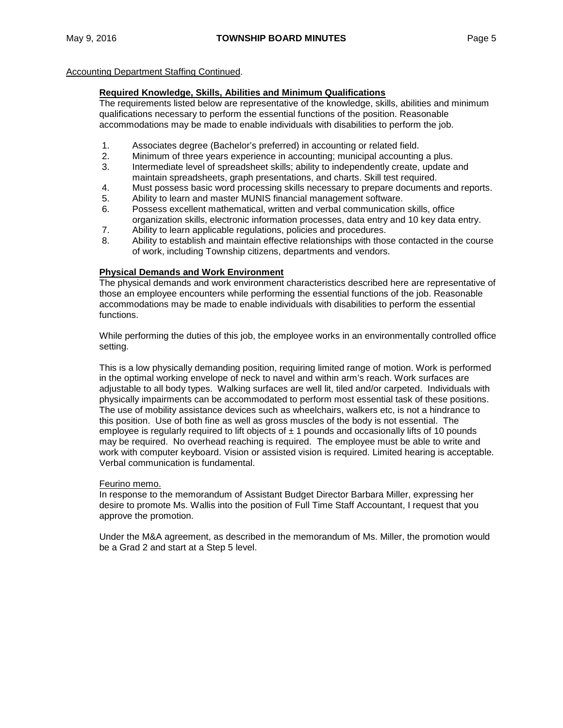Accounting Department Staffing Continued.

**Required Knowledge, Skills, Abilities and Minimum Qualifications**

The requirements listed below are representative of the knowledge, skills, abilities and minimum qualifications necessary to perform the essential functions of the position. Reasonable accommodations may be made to enable individuals with disabilities to perform the job.

1. Associates degree (Bachelor's preferred) in accounting or related field.
2. Minimum of three years experience in accounting; municipal accounting a plus.
3. Intermediate level of spreadsheet skills; ability to independently create, update and maintain spreadsheets, graph presentations, and charts. Skill test required.
4. Must possess basic word processing skills necessary to prepare documents and reports.
5. Ability to learn and master MUNIS financial management software.
6. Possess excellent mathematical, written and verbal communication skills, office organization skills, electronic information processes, data entry and 10 key data entry.
7. Ability to learn applicable regulations, policies and procedures.
8. Ability to establish and maintain effective relationships with those contacted in the course of work, including Township citizens, departments and vendors.

**Physical Demands and Work Environment**

The physical demands and work environment characteristics described here are representative of those an employee encounters while performing the essential functions of the job. Reasonable accommodations may be made to enable individuals with disabilities to perform the essential functions.

While performing the duties of this job, the employee works in an environmentally controlled office setting.

This is a low physically demanding position, requiring limited range of motion. Work is performed in the optimal working envelope of neck to navel and within arm's reach. Work surfaces are adjustable to all body types. Walking surfaces are well lit, tiled and/or carpeted. Individuals with physically impairments can be accommodated to perform most essential task of these positions. The use of mobility assistance devices such as wheelchairs, walkers etc, is not a hindrance to this position. Use of both fine as well as gross muscles of the body is not essential. The employee is regularly required to lift objects of ± 1 pounds and occasionally lifts of 10 pounds may be required. No overhead reaching is required. The employee must be able to write and work with computer keyboard. Vision or assisted vision is required. Limited hearing is acceptable. Verbal communication is fundamental.

Feurino memo.

In response to the memorandum of Assistant Budget Director Barbara Miller, expressing her desire to promote Ms. Wallis into the position of Full Time Staff Accountant, I request that you approve the promotion.

Under the M&A agreement, as described in the memorandum of Ms. Miller, the promotion would be a Grad 2 and start at a Step 5 level.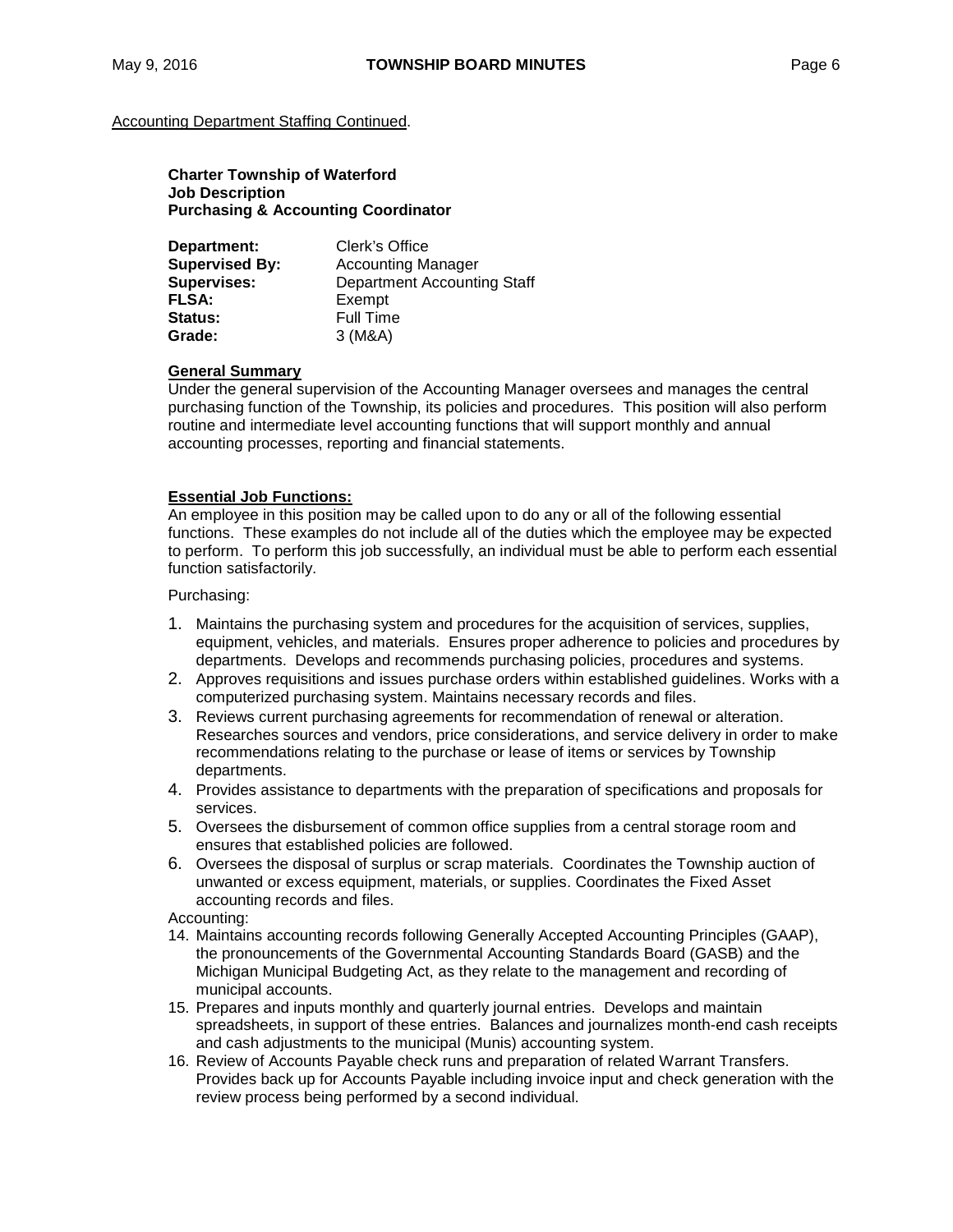Accounting Department Staffing Continued.

**Charter Township of Waterford**
**Job Description**
**Purchasing & Accounting Coordinator**

| | |
|---|---|
| **Department:** | Clerk's Office |
| **Supervised By:** | Accounting Manager |
| **Supervises:** | Department Accounting Staff |
| **FLSA:** | Exempt |
| **Status:** | Full Time |
| **Grade:** | 3 (M&A) |

**General Summary**

Under the general supervision of the Accounting Manager oversees and manages the central purchasing function of the Township, its policies and procedures. This position will also perform routine and intermediate level accounting functions that will support monthly and annual accounting processes, reporting and financial statements.

**Essential Job Functions:**

An employee in this position may be called upon to do any or all of the following essential functions. These examples do not include all of the duties which the employee may be expected to perform. To perform this job successfully, an individual must be able to perform each essential function satisfactorily.

Purchasing:

1. Maintains the purchasing system and procedures for the acquisition of services, supplies, equipment, vehicles, and materials. Ensures proper adherence to policies and procedures by departments. Develops and recommends purchasing policies, procedures and systems.
2. Approves requisitions and issues purchase orders within established guidelines. Works with a computerized purchasing system. Maintains necessary records and files.
3. Reviews current purchasing agreements for recommendation of renewal or alteration. Researches sources and vendors, price considerations, and service delivery in order to make recommendations relating to the purchase or lease of items or services by Township departments.
4. Provides assistance to departments with the preparation of specifications and proposals for services.
5. Oversees the disbursement of common office supplies from a central storage room and ensures that established policies are followed.
6. Oversees the disposal of surplus or scrap materials. Coordinates the Township auction of unwanted or excess equipment, materials, or supplies. Coordinates the Fixed Asset accounting records and files.

Accounting:

14. Maintains accounting records following Generally Accepted Accounting Principles (GAAP), the pronouncements of the Governmental Accounting Standards Board (GASB) and the Michigan Municipal Budgeting Act, as they relate to the management and recording of municipal accounts.
15. Prepares and inputs monthly and quarterly journal entries. Develops and maintain spreadsheets, in support of these entries. Balances and journalizes month-end cash receipts and cash adjustments to the municipal (Munis) accounting system.
16. Review of Accounts Payable check runs and preparation of related Warrant Transfers. Provides back up for Accounts Payable including invoice input and check generation with the review process being performed by a second individual.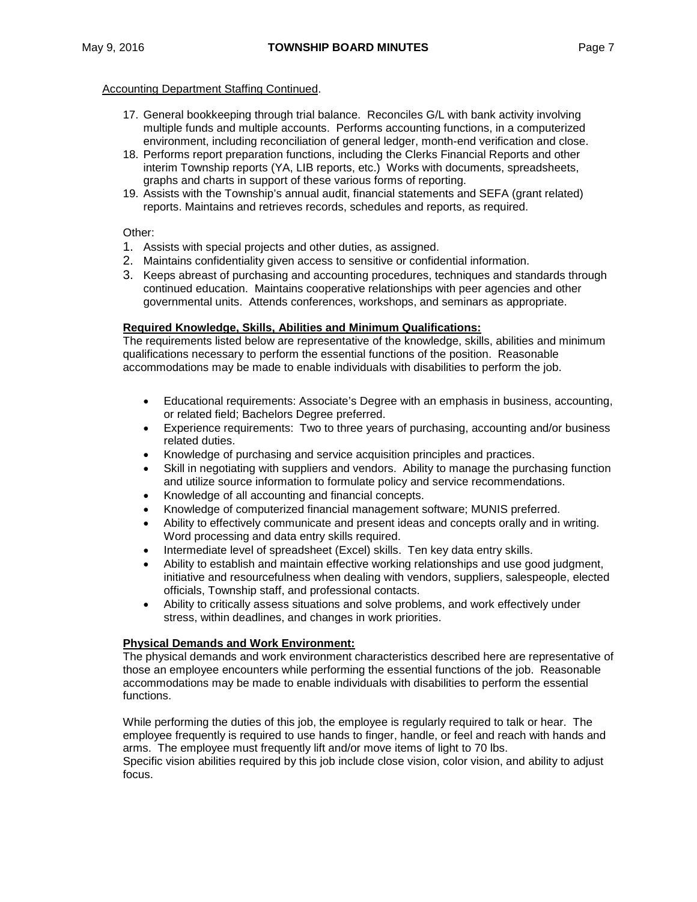Accounting Department Staffing Continued.

17. General bookkeeping through trial balance. Reconciles G/L with bank activity involving multiple funds and multiple accounts. Performs accounting functions, in a computerized environment, including reconciliation of general ledger, month-end verification and close.
18. Performs report preparation functions, including the Clerks Financial Reports and other interim Township reports (YA, LIB reports, etc.) Works with documents, spreadsheets, graphs and charts in support of these various forms of reporting.
19. Assists with the Township's annual audit, financial statements and SEFA (grant related) reports. Maintains and retrieves records, schedules and reports, as required.

Other:

1. Assists with special projects and other duties, as assigned.
2. Maintains confidentiality given access to sensitive or confidential information.
3. Keeps abreast of purchasing and accounting procedures, techniques and standards through continued education. Maintains cooperative relationships with peer agencies and other governmental units. Attends conferences, workshops, and seminars as appropriate.

**Required Knowledge, Skills, Abilities and Minimum Qualifications:**

The requirements listed below are representative of the knowledge, skills, abilities and minimum qualifications necessary to perform the essential functions of the position. Reasonable accommodations may be made to enable individuals with disabilities to perform the job.

- Educational requirements: Associate's Degree with an emphasis in business, accounting, or related field; Bachelors Degree preferred.
- Experience requirements: Two to three years of purchasing, accounting and/or business related duties.
- Knowledge of purchasing and service acquisition principles and practices.
- Skill in negotiating with suppliers and vendors. Ability to manage the purchasing function and utilize source information to formulate policy and service recommendations.
- Knowledge of all accounting and financial concepts.
- Knowledge of computerized financial management software; MUNIS preferred.
- Ability to effectively communicate and present ideas and concepts orally and in writing. Word processing and data entry skills required.
- Intermediate level of spreadsheet (Excel) skills. Ten key data entry skills.
- Ability to establish and maintain effective working relationships and use good judgment, initiative and resourcefulness when dealing with vendors, suppliers, salespeople, elected officials, Township staff, and professional contacts.
- Ability to critically assess situations and solve problems, and work effectively under stress, within deadlines, and changes in work priorities.

**Physical Demands and Work Environment:**

The physical demands and work environment characteristics described here are representative of those an employee encounters while performing the essential functions of the job. Reasonable accommodations may be made to enable individuals with disabilities to perform the essential functions.

While performing the duties of this job, the employee is regularly required to talk or hear. The employee frequently is required to use hands to finger, handle, or feel and reach with hands and arms. The employee must frequently lift and/or move items of light to 70 lbs.
Specific vision abilities required by this job include close vision, color vision, and ability to adjust focus.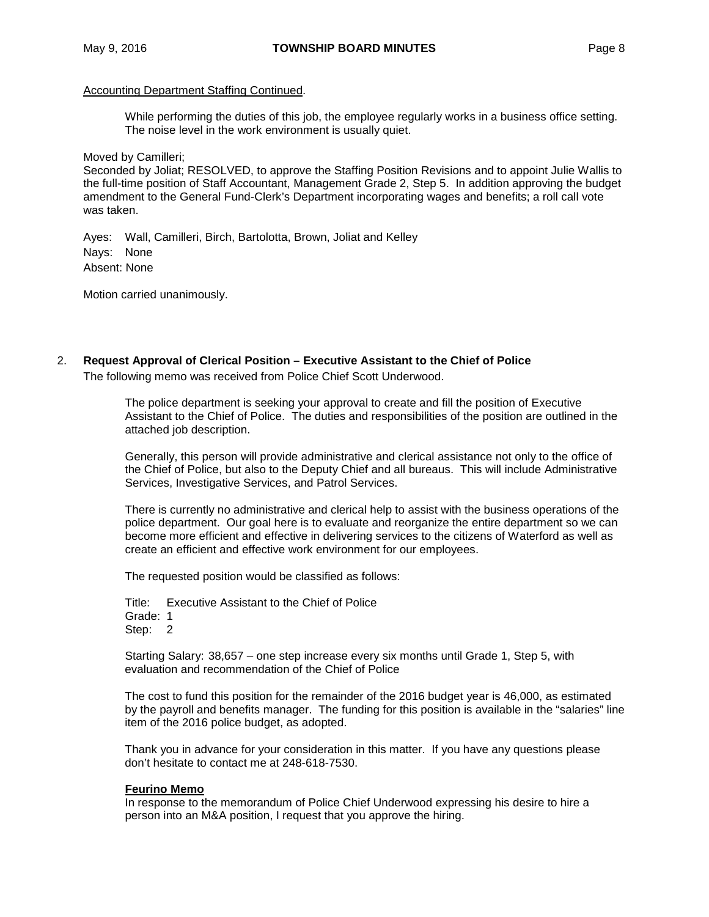Accounting Department Staffing Continued.

> While performing the duties of this job, the employee regularly works in a business office setting. The noise level in the work environment is usually quiet.

Moved by Camilleri;
Seconded by Joliat; RESOLVED, to approve the Staffing Position Revisions and to appoint Julie Wallis to the full-time position of Staff Accountant, Management Grade 2, Step 5. In addition approving the budget amendment to the General Fund-Clerk's Department incorporating wages and benefits; a roll call vote was taken.

Ayes: Wall, Camilleri, Birch, Bartolotta, Brown, Joliat and Kelley
Nays: None
Absent: None

Motion carried unanimously.

2. **Request Approval of Clerical Position – Executive Assistant to the Chief of Police**

The following memo was received from Police Chief Scott Underwood.

> The police department is seeking your approval to create and fill the position of Executive Assistant to the Chief of Police. The duties and responsibilities of the position are outlined in the attached job description.
>
> Generally, this person will provide administrative and clerical assistance not only to the office of the Chief of Police, but also to the Deputy Chief and all bureaus. This will include Administrative Services, Investigative Services, and Patrol Services.
>
> There is currently no administrative and clerical help to assist with the business operations of the police department. Our goal here is to evaluate and reorganize the entire department so we can become more efficient and effective in delivering services to the citizens of Waterford as well as create an efficient and effective work environment for our employees.
>
> The requested position would be classified as follows:
>
> Title: Executive Assistant to the Chief of Police
> Grade: 1
> Step: 2
>
> Starting Salary: 38,657 – one step increase every six months until Grade 1, Step 5, with evaluation and recommendation of the Chief of Police
>
> The cost to fund this position for the remainder of the 2016 budget year is 46,000, as estimated by the payroll and benefits manager. The funding for this position is available in the "salaries" line item of the 2016 police budget, as adopted.
>
> Thank you in advance for your consideration in this matter. If you have any questions please don't hesitate to contact me at 248-618-7530.
>
> **Feurino Memo**
> In response to the memorandum of Police Chief Underwood expressing his desire to hire a person into an M&A position, I request that you approve the hiring.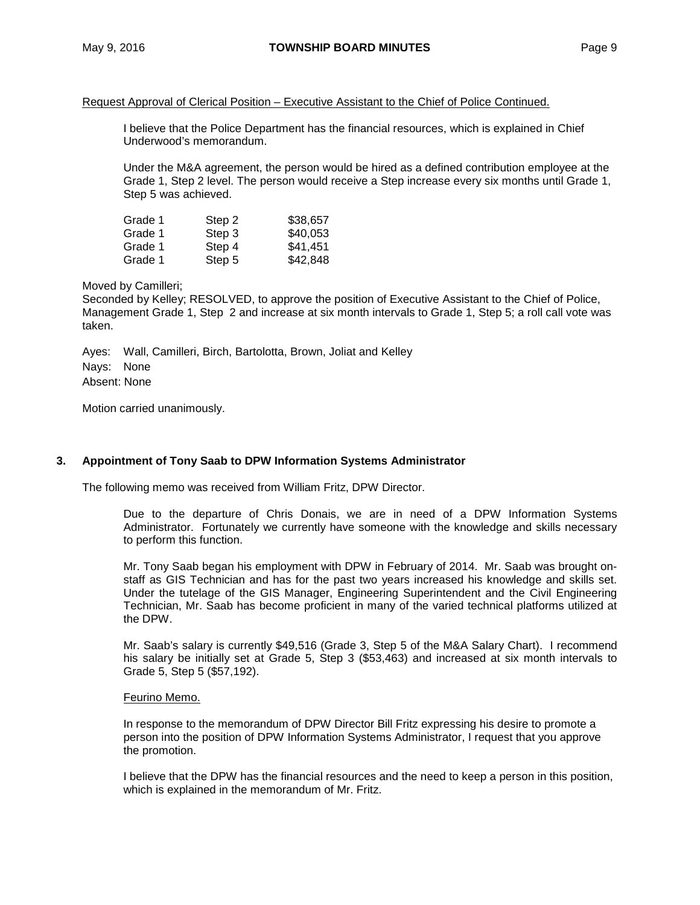Request Approval of Clerical Position – Executive Assistant to the Chief of Police Continued.

> I believe that the Police Department has the financial resources, which is explained in Chief Underwood's memorandum.
>
> Under the M&A agreement, the person would be hired as a defined contribution employee at the Grade 1, Step 2 level. The person would receive a Step increase every six months until Grade 1, Step 5 was achieved.
>
> | | | |
> |---|---|---|
> | Grade 1 | Step 2 | $38,657 |
> | Grade 1 | Step 3 | $40,053 |
> | Grade 1 | Step 4 | $41,451 |
> | Grade 1 | Step 5 | $42,848 |

Moved by Camilleri;
Seconded by Kelley; RESOLVED, to approve the position of Executive Assistant to the Chief of Police, Management Grade 1, Step 2 and increase at six month intervals to Grade 1, Step 5; a roll call vote was taken.

Ayes: Wall, Camilleri, Birch, Bartolotta, Brown, Joliat and Kelley
Nays: None
Absent: None

Motion carried unanimously.

**3. Appointment of Tony Saab to DPW Information Systems Administrator**

The following memo was received from William Fritz, DPW Director.

> Due to the departure of Chris Donais, we are in need of a DPW Information Systems Administrator. Fortunately we currently have someone with the knowledge and skills necessary to perform this function.
>
> Mr. Tony Saab began his employment with DPW in February of 2014. Mr. Saab was brought on-staff as GIS Technician and has for the past two years increased his knowledge and skills set. Under the tutelage of the GIS Manager, Engineering Superintendent and the Civil Engineering Technician, Mr. Saab has become proficient in many of the varied technical platforms utilized at the DPW.
>
> Mr. Saab's salary is currently $49,516 (Grade 3, Step 5 of the M&A Salary Chart). I recommend his salary be initially set at Grade 5, Step 3 ($53,463) and increased at six month intervals to Grade 5, Step 5 ($57,192).
>
> Feurino Memo.
>
> In response to the memorandum of DPW Director Bill Fritz expressing his desire to promote a person into the position of DPW Information Systems Administrator, I request that you approve the promotion.
>
> I believe that the DPW has the financial resources and the need to keep a person in this position, which is explained in the memorandum of Mr. Fritz.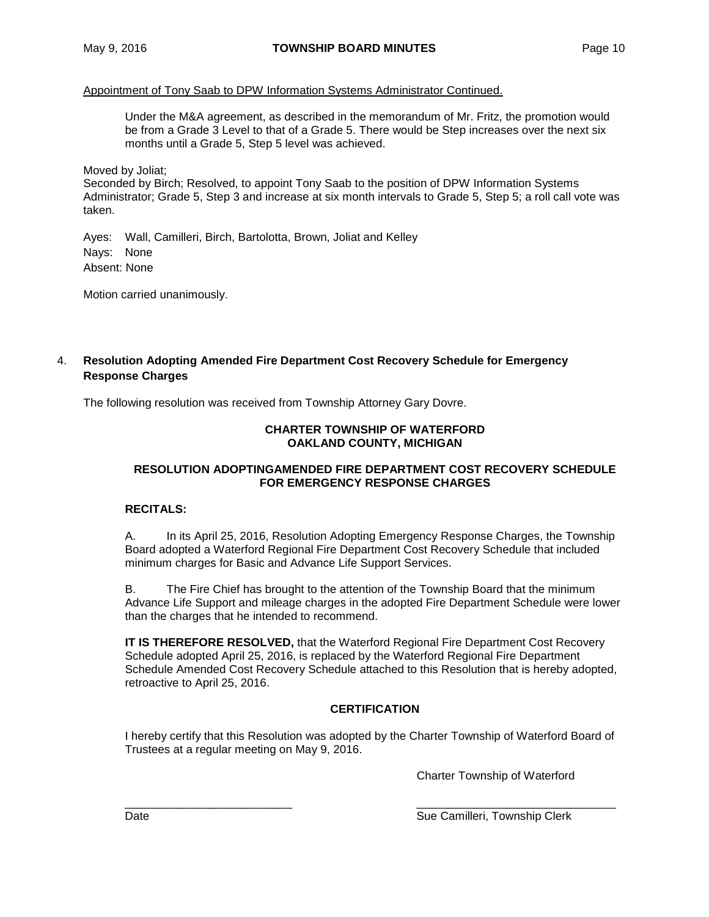Appointment of Tony Saab to DPW Information Systems Administrator Continued.

> Under the M&A agreement, as described in the memorandum of Mr. Fritz, the promotion would be from a Grade 3 Level to that of a Grade 5. There would be Step increases over the next six months until a Grade 5, Step 5 level was achieved.

Moved by Joliat;
Seconded by Birch; Resolved, to appoint Tony Saab to the position of DPW Information Systems Administrator; Grade 5, Step 3 and increase at six month intervals to Grade 5, Step 5; a roll call vote was taken.

Ayes: Wall, Camilleri, Birch, Bartolotta, Brown, Joliat and Kelley
Nays: None
Absent: None

Motion carried unanimously.

4. **Resolution Adopting Amended Fire Department Cost Recovery Schedule for Emergency Response Charges**

The following resolution was received from Township Attorney Gary Dovre.

**CHARTER TOWNSHIP OF WATERFORD**
**OAKLAND COUNTY, MICHIGAN**

**RESOLUTION ADOPTINGAMENDED FIRE DEPARTMENT COST RECOVERY SCHEDULE FOR EMERGENCY RESPONSE CHARGES**

**RECITALS:**

A. In its April 25, 2016, Resolution Adopting Emergency Response Charges, the Township Board adopted a Waterford Regional Fire Department Cost Recovery Schedule that included minimum charges for Basic and Advance Life Support Services.

B. The Fire Chief has brought to the attention of the Township Board that the minimum Advance Life Support and mileage charges in the adopted Fire Department Schedule were lower than the charges that he intended to recommend.

**IT IS THEREFORE RESOLVED,** that the Waterford Regional Fire Department Cost Recovery Schedule adopted April 25, 2016, is replaced by the Waterford Regional Fire Department Schedule Amended Cost Recovery Schedule attached to this Resolution that is hereby adopted, retroactive to April 25, 2016.

**CERTIFICATION**

I hereby certify that this Resolution was adopted by the Charter Township of Waterford Board of Trustees at a regular meeting on May 9, 2016.

Charter Township of Waterford

\_\_\_\_\_\_\_\_\_\_\_\_\_\_\_\_\_\_\_\_\_\_\_\_\_\_ \_\_\_\_\_\_\_\_\_\_\_\_\_\_\_\_\_\_\_\_\_\_\_\_\_\_\_\_\_\_\_
Date Sue Camilleri, Township Clerk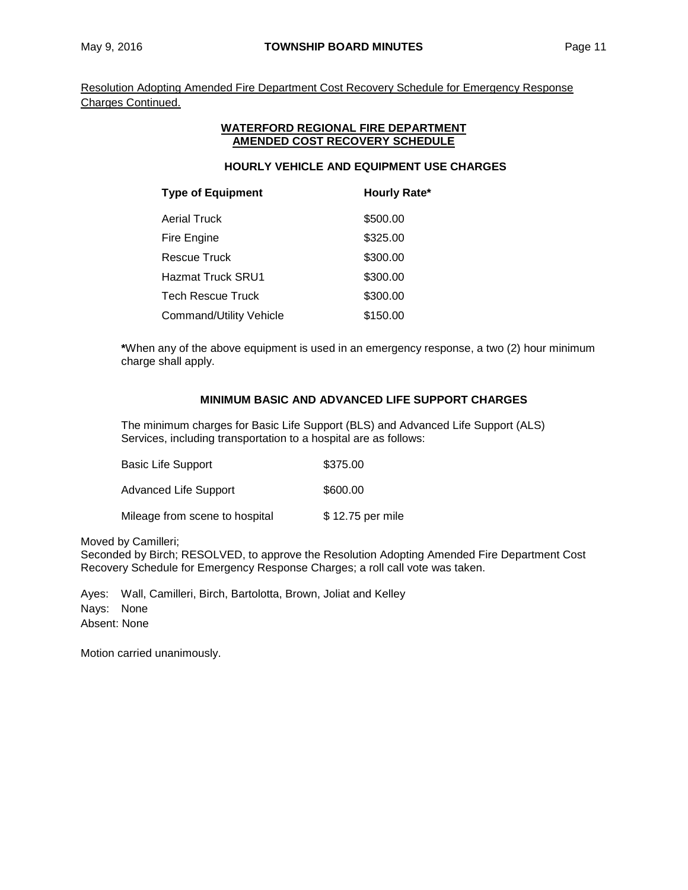Resolution Adopting Amended Fire Department Cost Recovery Schedule for Emergency Response Charges Continued.

**WATERFORD REGIONAL FIRE DEPARTMENT**
**AMENDED COST RECOVERY SCHEDULE**

**HOURLY VEHICLE AND EQUIPMENT USE CHARGES**

| Type of Equipment | Hourly Rate* |
|---|---|
| Aerial Truck | $500.00 |
| Fire Engine | $325.00 |
| Rescue Truck | $300.00 |
| Hazmat Truck SRU1 | $300.00 |
| Tech Rescue Truck | $300.00 |
| Command/Utility Vehicle | $150.00 |

***When any of the above equipment is used in an emergency response, a two (2) hour minimum charge shall apply.

**MINIMUM BASIC AND ADVANCED LIFE SUPPORT CHARGES**

The minimum charges for Basic Life Support (BLS) and Advanced Life Support (ALS) Services, including transportation to a hospital are as follows:

| | |
|---|---|
| Basic Life Support | $375.00 |
| Advanced Life Support | $600.00 |
| Mileage from scene to hospital | $ 12.75 per mile |

Moved by Camilleri;
Seconded by Birch; RESOLVED, to approve the Resolution Adopting Amended Fire Department Cost Recovery Schedule for Emergency Response Charges; a roll call vote was taken.

Ayes: Wall, Camilleri, Birch, Bartolotta, Brown, Joliat and Kelley
Nays: None
Absent: None

Motion carried unanimously.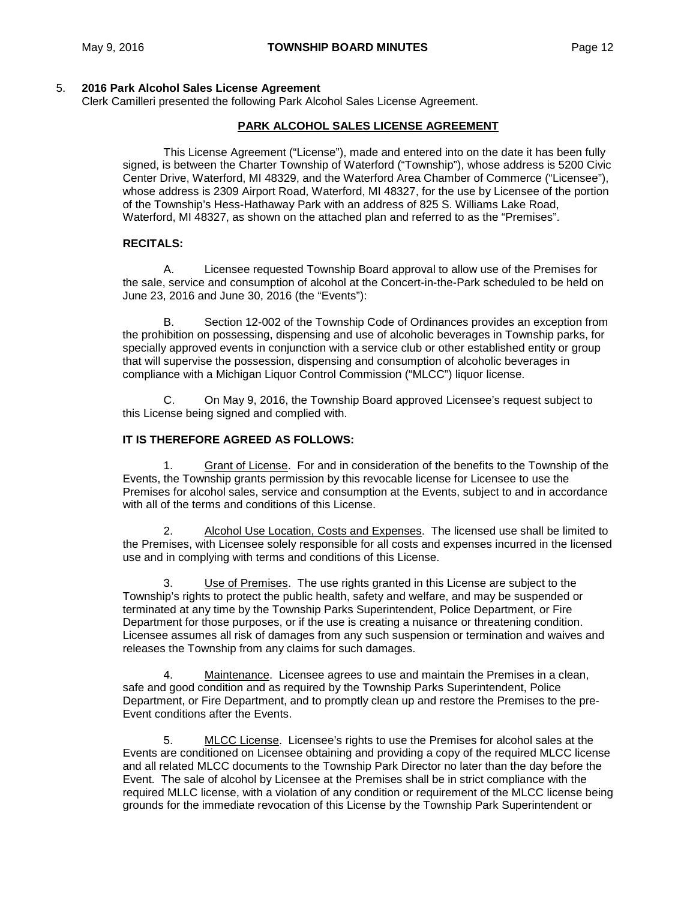5. **2016 Park Alcohol Sales License Agreement**
Clerk Camilleri presented the following Park Alcohol Sales License Agreement.

**PARK ALCOHOL SALES LICENSE AGREEMENT**

This License Agreement ("License"), made and entered into on the date it has been fully signed, is between the Charter Township of Waterford ("Township"), whose address is 5200 Civic Center Drive, Waterford, MI 48329, and the Waterford Area Chamber of Commerce ("Licensee"), whose address is 2309 Airport Road, Waterford, MI 48327, for the use by Licensee of the portion of the Township's Hess-Hathaway Park with an address of 825 S. Williams Lake Road, Waterford, MI 48327, as shown on the attached plan and referred to as the "Premises".

**RECITALS:**

A. Licensee requested Township Board approval to allow use of the Premises for the sale, service and consumption of alcohol at the Concert-in-the-Park scheduled to be held on June 23, 2016 and June 30, 2016 (the "Events"):

B. Section 12-002 of the Township Code of Ordinances provides an exception from the prohibition on possessing, dispensing and use of alcoholic beverages in Township parks, for specially approved events in conjunction with a service club or other established entity or group that will supervise the possession, dispensing and consumption of alcoholic beverages in compliance with a Michigan Liquor Control Commission ("MLCC") liquor license.

C. On May 9, 2016, the Township Board approved Licensee's request subject to this License being signed and complied with.

**IT IS THEREFORE AGREED AS FOLLOWS:**

1. Grant of License. For and in consideration of the benefits to the Township of the Events, the Township grants permission by this revocable license for Licensee to use the Premises for alcohol sales, service and consumption at the Events, subject to and in accordance with all of the terms and conditions of this License.

2. Alcohol Use Location, Costs and Expenses. The licensed use shall be limited to the Premises, with Licensee solely responsible for all costs and expenses incurred in the licensed use and in complying with terms and conditions of this License.

3. Use of Premises. The use rights granted in this License are subject to the Township's rights to protect the public health, safety and welfare, and may be suspended or terminated at any time by the Township Parks Superintendent, Police Department, or Fire Department for those purposes, or if the use is creating a nuisance or threatening condition. Licensee assumes all risk of damages from any such suspension or termination and waives and releases the Township from any claims for such damages.

4. Maintenance. Licensee agrees to use and maintain the Premises in a clean, safe and good condition and as required by the Township Parks Superintendent, Police Department, or Fire Department, and to promptly clean up and restore the Premises to the pre-Event conditions after the Events.

5. MLCC License. Licensee's rights to use the Premises for alcohol sales at the Events are conditioned on Licensee obtaining and providing a copy of the required MLCC license and all related MLCC documents to the Township Park Director no later than the day before the Event. The sale of alcohol by Licensee at the Premises shall be in strict compliance with the required MLLC license, with a violation of any condition or requirement of the MLCC license being grounds for the immediate revocation of this License by the Township Park Superintendent or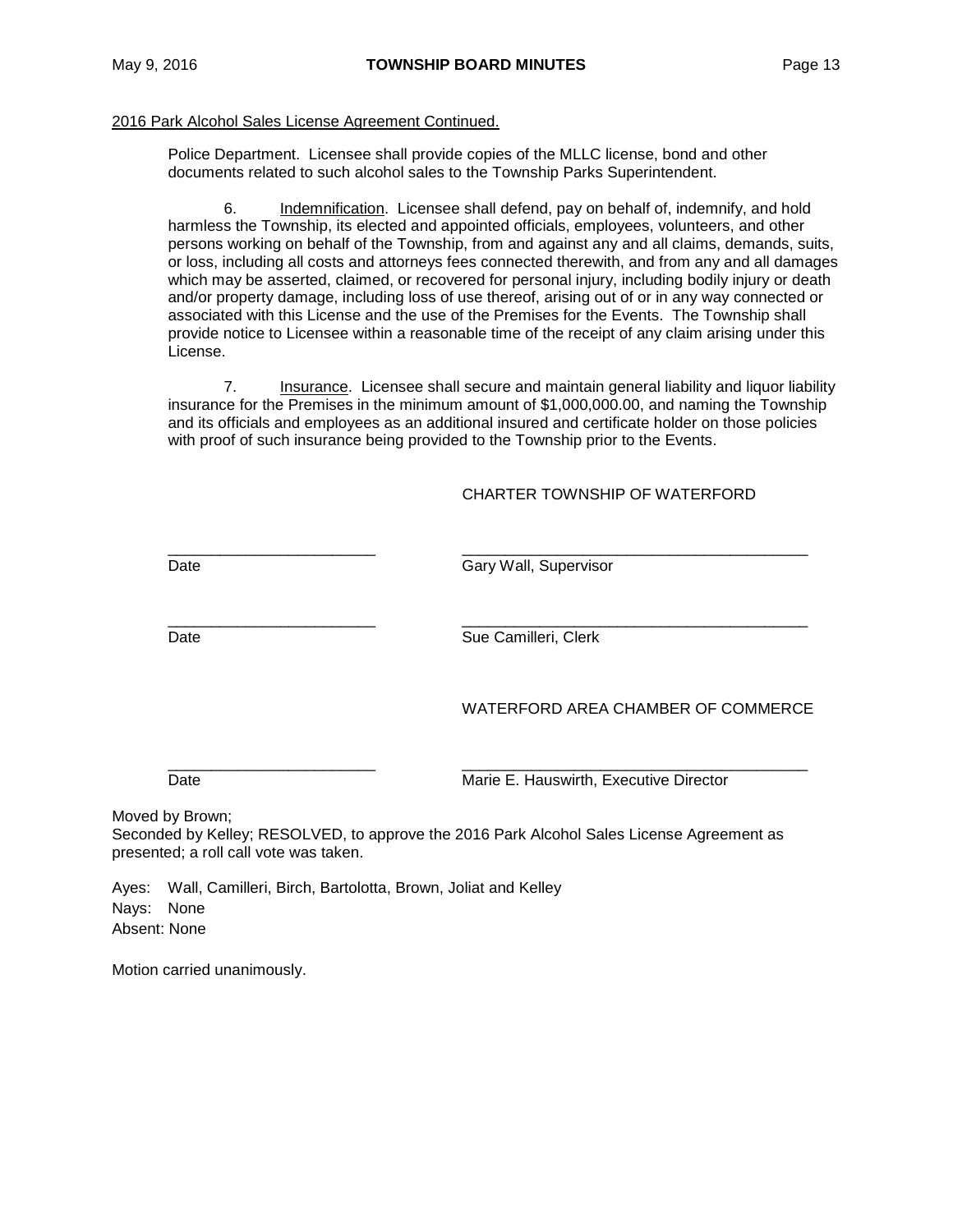2016 Park Alcohol Sales License Agreement Continued.

Police Department. Licensee shall provide copies of the MLLC license, bond and other documents related to such alcohol sales to the Township Parks Superintendent.

6. Indemnification. Licensee shall defend, pay on behalf of, indemnify, and hold harmless the Township, its elected and appointed officials, employees, volunteers, and other persons working on behalf of the Township, from and against any and all claims, demands, suits, or loss, including all costs and attorneys fees connected therewith, and from any and all damages which may be asserted, claimed, or recovered for personal injury, including bodily injury or death and/or property damage, including loss of use thereof, arising out of or in any way connected or associated with this License and the use of the Premises for the Events. The Township shall provide notice to Licensee within a reasonable time of the receipt of any claim arising under this License.

7. Insurance. Licensee shall secure and maintain general liability and liquor liability insurance for the Premises in the minimum amount of $1,000,000.00, and naming the Township and its officials and employees as an additional insured and certificate holder on those policies with proof of such insurance being provided to the Township prior to the Events.

CHARTER TOWNSHIP OF WATERFORD

________________________ ________________________________________
Date Gary Wall, Supervisor

________________________ ________________________________________
Date Sue Camilleri, Clerk

WATERFORD AREA CHAMBER OF COMMERCE

________________________ ________________________________________
Date Marie E. Hauswirth, Executive Director

Moved by Brown;
Seconded by Kelley; RESOLVED, to approve the 2016 Park Alcohol Sales License Agreement as presented; a roll call vote was taken.

Ayes: Wall, Camilleri, Birch, Bartolotta, Brown, Joliat and Kelley
Nays: None
Absent: None

Motion carried unanimously.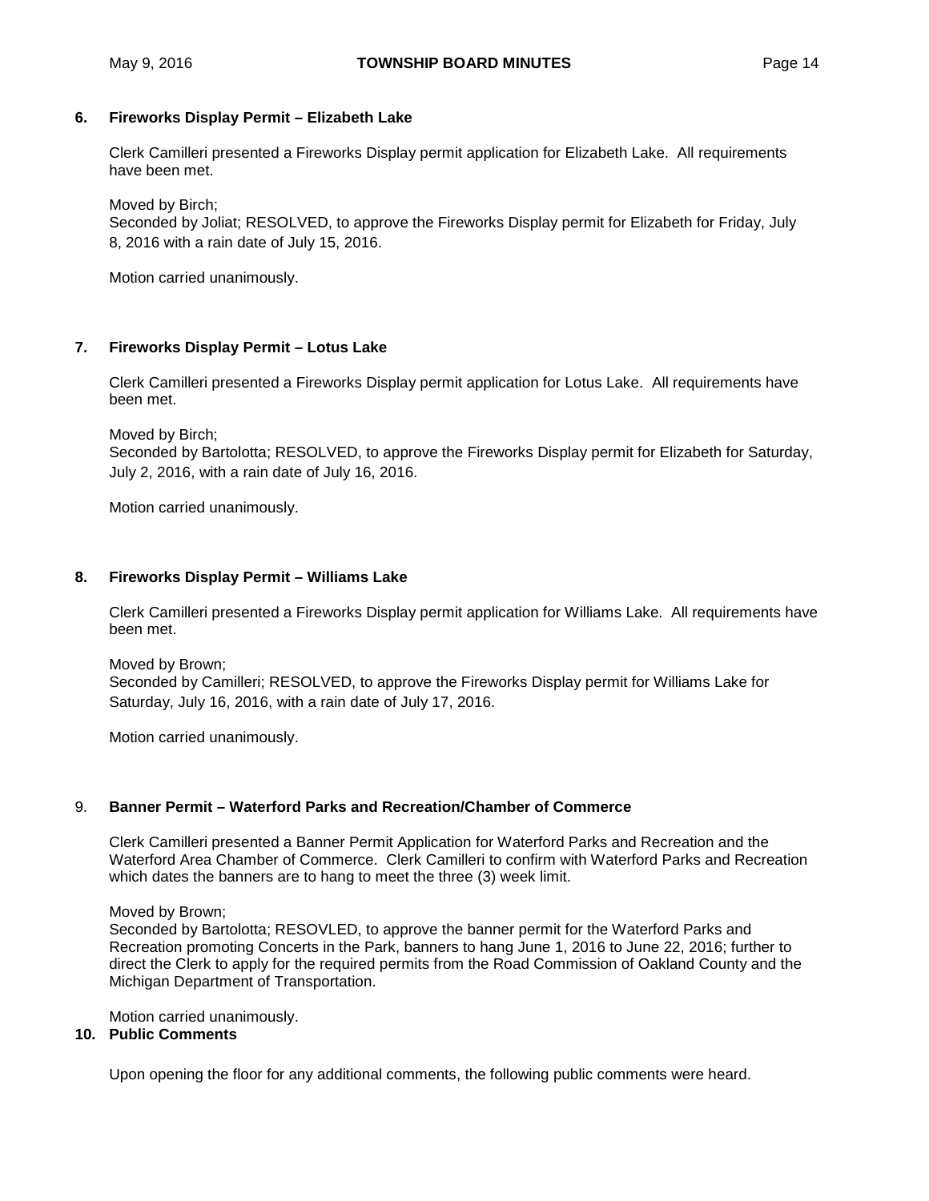**6. Fireworks Display Permit – Elizabeth Lake**

Clerk Camilleri presented a Fireworks Display permit application for Elizabeth Lake. All requirements have been met.

Moved by Birch;
Seconded by Joliat; RESOLVED, to approve the Fireworks Display permit for Elizabeth for Friday, July 8, 2016 with a rain date of July 15, 2016.

Motion carried unanimously.

**7. Fireworks Display Permit – Lotus Lake**

Clerk Camilleri presented a Fireworks Display permit application for Lotus Lake. All requirements have been met.

Moved by Birch;
Seconded by Bartolotta; RESOLVED, to approve the Fireworks Display permit for Elizabeth for Saturday, July 2, 2016, with a rain date of July 16, 2016.

Motion carried unanimously.

**8. Fireworks Display Permit – Williams Lake**

Clerk Camilleri presented a Fireworks Display permit application for Williams Lake. All requirements have been met.

Moved by Brown;
Seconded by Camilleri; RESOLVED, to approve the Fireworks Display permit for Williams Lake for Saturday, July 16, 2016, with a rain date of July 17, 2016.

Motion carried unanimously.

9. **Banner Permit – Waterford Parks and Recreation/Chamber of Commerce**

Clerk Camilleri presented a Banner Permit Application for Waterford Parks and Recreation and the Waterford Area Chamber of Commerce. Clerk Camilleri to confirm with Waterford Parks and Recreation which dates the banners are to hang to meet the three (3) week limit.

Moved by Brown;
Seconded by Bartolotta; RESOVLED, to approve the banner permit for the Waterford Parks and Recreation promoting Concerts in the Park, banners to hang June 1, 2016 to June 22, 2016; further to direct the Clerk to apply for the required permits from the Road Commission of Oakland County and the Michigan Department of Transportation.

Motion carried unanimously.

**10. Public Comments**

Upon opening the floor for any additional comments, the following public comments were heard.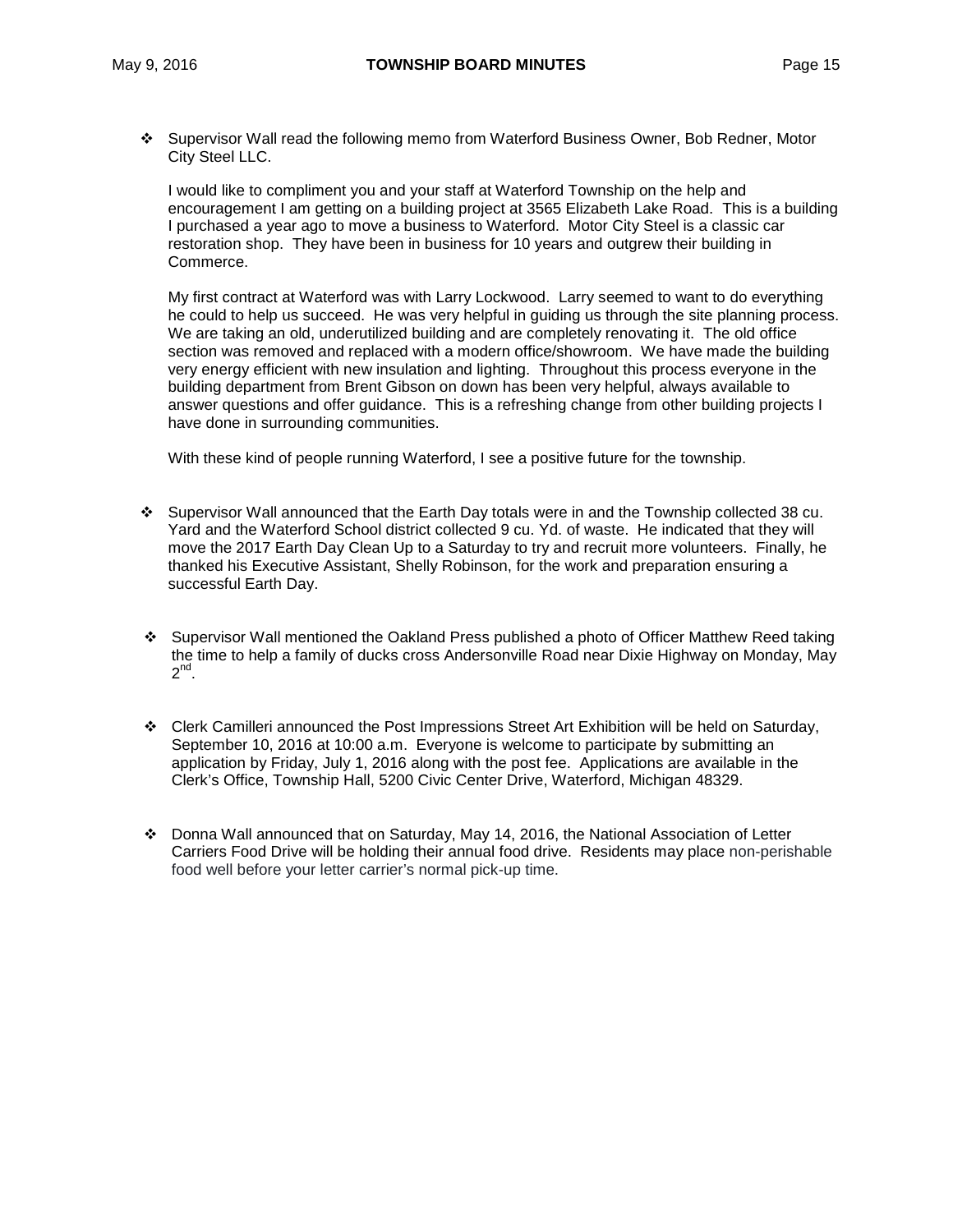- Supervisor Wall read the following memo from Waterford Business Owner, Bob Redner, Motor City Steel LLC.

  I would like to compliment you and your staff at Waterford Township on the help and encouragement I am getting on a building project at 3565 Elizabeth Lake Road. This is a building I purchased a year ago to move a business to Waterford. Motor City Steel is a classic car restoration shop. They have been in business for 10 years and outgrew their building in Commerce.

  My first contract at Waterford was with Larry Lockwood. Larry seemed to want to do everything he could to help us succeed. He was very helpful in guiding us through the site planning process. We are taking an old, underutilized building and are completely renovating it. The old office section was removed and replaced with a modern office/showroom. We have made the building very energy efficient with new insulation and lighting. Throughout this process everyone in the building department from Brent Gibson on down has been very helpful, always available to answer questions and offer guidance. This is a refreshing change from other building projects I have done in surrounding communities.

  With these kind of people running Waterford, I see a positive future for the township.

- Supervisor Wall announced that the Earth Day totals were in and the Township collected 38 cu. Yard and the Waterford School district collected 9 cu. Yd. of waste. He indicated that they will move the 2017 Earth Day Clean Up to a Saturday to try and recruit more volunteers. Finally, he thanked his Executive Assistant, Shelly Robinson, for the work and preparation ensuring a successful Earth Day.

- Supervisor Wall mentioned the Oakland Press published a photo of Officer Matthew Reed taking the time to help a family of ducks cross Andersonville Road near Dixie Highway on Monday, May 2nd.

- Clerk Camilleri announced the Post Impressions Street Art Exhibition will be held on Saturday, September 10, 2016 at 10:00 a.m. Everyone is welcome to participate by submitting an application by Friday, July 1, 2016 along with the post fee. Applications are available in the Clerk's Office, Township Hall, 5200 Civic Center Drive, Waterford, Michigan 48329.

- Donna Wall announced that on Saturday, May 14, 2016, the National Association of Letter Carriers Food Drive will be holding their annual food drive. Residents may place non-perishable food well before your letter carrier's normal pick-up time.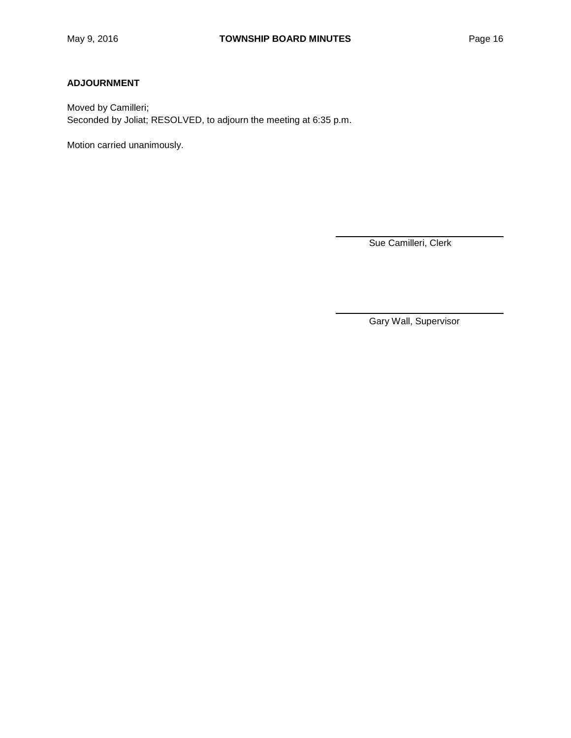**ADJOURNMENT**

Moved by Camilleri;
Seconded by Joliat; RESOLVED, to adjourn the meeting at 6:35 p.m.

Motion carried unanimously.

\_\_\_\_\_\_\_\_\_\_\_\_\_\_\_\_\_\_\_\_\_\_\_\_\_\_\_\_\_\_
Sue Camilleri, Clerk

\_\_\_\_\_\_\_\_\_\_\_\_\_\_\_\_\_\_\_\_\_\_\_\_\_\_\_\_\_\_
Gary Wall, Supervisor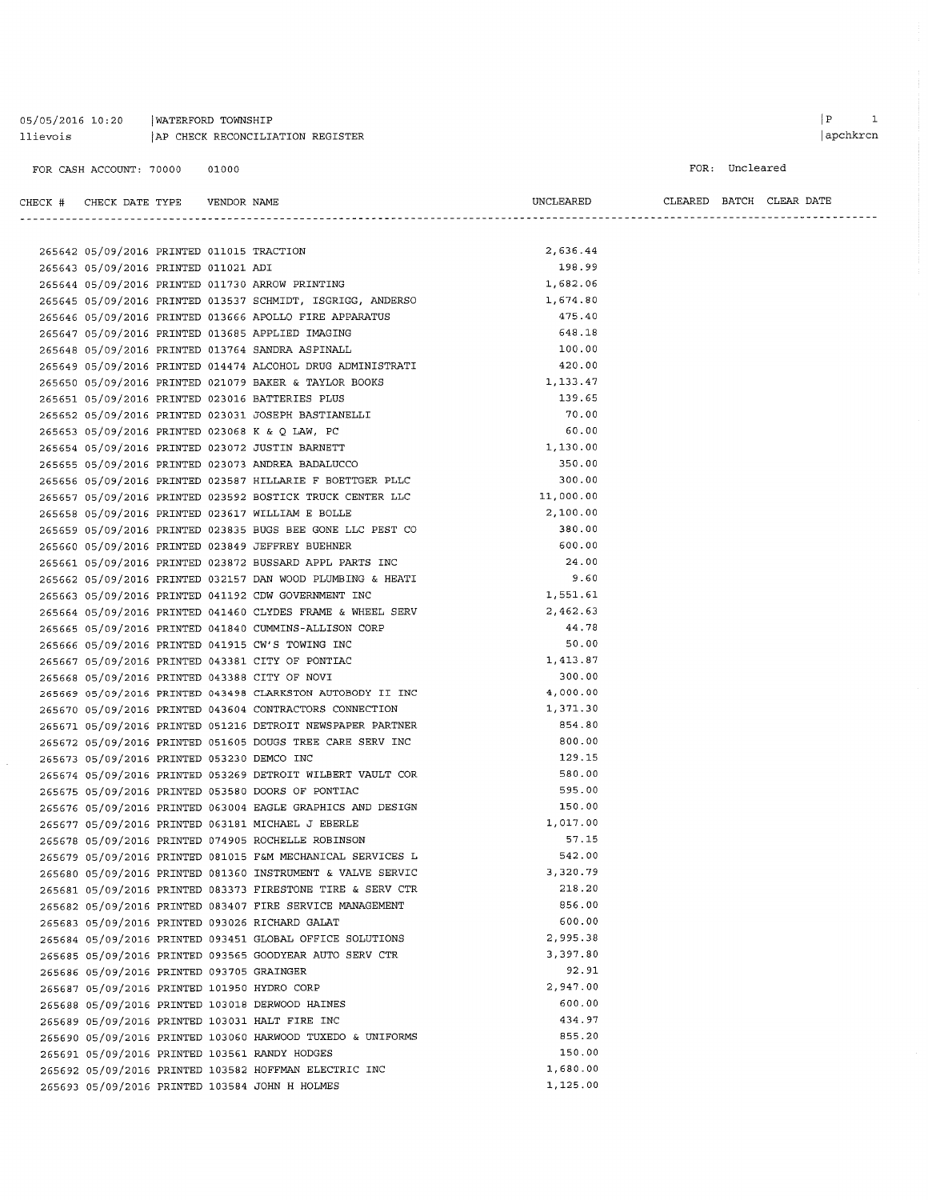05/05/2016 10:20 | WATERFORD TOWNSHIP
llievois | AP CHECK RECONCILIATION REGISTER

|P 1
|apchkrcn

FOR CASH ACCOUNT: 70000 01000

FOR: Uncleared

| CHECK # | CHECK DATE | TYPE | VENDOR | NAME | UNCLEARED | CLEARED | BATCH | CLEAR DATE |
|---|---|---|---|---|---|---|---|---|
| 265642 | 05/09/2016 | PRINTED | 011015 | TRACTION | 2,636.44 | | | |
| 265643 | 05/09/2016 | PRINTED | 011021 | ADI | 198.99 | | | |
| 265644 | 05/09/2016 | PRINTED | 011730 | ARROW PRINTING | 1,682.06 | | | |
| 265645 | 05/09/2016 | PRINTED | 013537 | SCHMIDT, ISGRIGG, ANDERSO | 1,674.80 | | | |
| 265646 | 05/09/2016 | PRINTED | 013666 | APOLLO FIRE APPARATUS | 475.40 | | | |
| 265647 | 05/09/2016 | PRINTED | 013685 | APPLIED IMAGING | 648.18 | | | |
| 265648 | 05/09/2016 | PRINTED | 013764 | SANDRA ASPINALL | 100.00 | | | |
| 265649 | 05/09/2016 | PRINTED | 014474 | ALCOHOL DRUG ADMINISTRATI | 420.00 | | | |
| 265650 | 05/09/2016 | PRINTED | 021079 | BAKER & TAYLOR BOOKS | 1,133.47 | | | |
| 265651 | 05/09/2016 | PRINTED | 023016 | BATTERIES PLUS | 139.65 | | | |
| 265652 | 05/09/2016 | PRINTED | 023031 | JOSEPH BASTIANELLI | 70.00 | | | |
| 265653 | 05/09/2016 | PRINTED | 023068 | K & Q LAW, PC | 60.00 | | | |
| 265654 | 05/09/2016 | PRINTED | 023072 | JUSTIN BARNETT | 1,130.00 | | | |
| 265655 | 05/09/2016 | PRINTED | 023073 | ANDREA BADALUCCO | 350.00 | | | |
| 265656 | 05/09/2016 | PRINTED | 023587 | HILLARIE F BOETTGER PLLC | 300.00 | | | |
| 265657 | 05/09/2016 | PRINTED | 023592 | BOSTICK TRUCK CENTER LLC | 11,000.00 | | | |
| 265658 | 05/09/2016 | PRINTED | 023617 | WILLIAM E BOLLE | 2,100.00 | | | |
| 265659 | 05/09/2016 | PRINTED | 023835 | BUGS BEE GONE LLC PEST CO | 380.00 | | | |
| 265660 | 05/09/2016 | PRINTED | 023849 | JEFFREY BUEHNER | 600.00 | | | |
| 265661 | 05/09/2016 | PRINTED | 023872 | BUSSARD APPL PARTS INC | 24.00 | | | |
| 265662 | 05/09/2016 | PRINTED | 032157 | DAN WOOD PLUMBING & HEATI | 9.60 | | | |
| 265663 | 05/09/2016 | PRINTED | 041192 | CDW GOVERNMENT INC | 1,551.61 | | | |
| 265664 | 05/09/2016 | PRINTED | 041460 | CLYDES FRAME & WHEEL SERV | 2,462.63 | | | |
| 265665 | 05/09/2016 | PRINTED | 041840 | CUMMINS-ALLISON CORP | 44.78 | | | |
| 265666 | 05/09/2016 | PRINTED | 041915 | CW'S TOWING INC | 50.00 | | | |
| 265667 | 05/09/2016 | PRINTED | 043381 | CITY OF PONTIAC | 1,413.87 | | | |
| 265668 | 05/09/2016 | PRINTED | 043388 | CITY OF NOVI | 300.00 | | | |
| 265669 | 05/09/2016 | PRINTED | 043498 | CLARKSTON AUTOBODY II INC | 4,000.00 | | | |
| 265670 | 05/09/2016 | PRINTED | 043604 | CONTRACTORS CONNECTION | 1,371.30 | | | |
| 265671 | 05/09/2016 | PRINTED | 051216 | DETROIT NEWSPAPER PARTNER | 854.80 | | | |
| 265672 | 05/09/2016 | PRINTED | 051605 | DOUGS TREE CARE SERV INC | 800.00 | | | |
| 265673 | 05/09/2016 | PRINTED | 053230 | DEMCO INC | 129.15 | | | |
| 265674 | 05/09/2016 | PRINTED | 053269 | DETROIT WILBERT VAULT COR | 580.00 | | | |
| 265675 | 05/09/2016 | PRINTED | 053580 | DOORS OF PONTIAC | 595.00 | | | |
| 265676 | 05/09/2016 | PRINTED | 063004 | EAGLE GRAPHICS AND DESIGN | 150.00 | | | |
| 265677 | 05/09/2016 | PRINTED | 063181 | MICHAEL J EBERLE | 1,017.00 | | | |
| 265678 | 05/09/2016 | PRINTED | 074905 | ROCHELLE ROBINSON | 57.15 | | | |
| 265679 | 05/09/2016 | PRINTED | 081015 | F&M MECHANICAL SERVICES L | 542.00 | | | |
| 265680 | 05/09/2016 | PRINTED | 081360 | INSTRUMENT & VALVE SERVIC | 3,320.79 | | | |
| 265681 | 05/09/2016 | PRINTED | 083373 | FIRESTONE TIRE & SERV CTR | 218.20 | | | |
| 265682 | 05/09/2016 | PRINTED | 083407 | FIRE SERVICE MANAGEMENT | 856.00 | | | |
| 265683 | 05/09/2016 | PRINTED | 093026 | RICHARD GALAT | 600.00 | | | |
| 265684 | 05/09/2016 | PRINTED | 093451 | GLOBAL OFFICE SOLUTIONS | 2,995.38 | | | |
| 265685 | 05/09/2016 | PRINTED | 093565 | GOODYEAR AUTO SERV CTR | 3,397.80 | | | |
| 265686 | 05/09/2016 | PRINTED | 093705 | GRAINGER | 92.91 | | | |
| 265687 | 05/09/2016 | PRINTED | 101950 | HYDRO CORP | 2,947.00 | | | |
| 265688 | 05/09/2016 | PRINTED | 103018 | DERWOOD HAINES | 600.00 | | | |
| 265689 | 05/09/2016 | PRINTED | 103031 | HALT FIRE INC | 434.97 | | | |
| 265690 | 05/09/2016 | PRINTED | 103060 | HARWOOD TUXEDO & UNIFORMS | 855.20 | | | |
| 265691 | 05/09/2016 | PRINTED | 103561 | RANDY HODGES | 150.00 | | | |
| 265692 | 05/09/2016 | PRINTED | 103582 | HOFFMAN ELECTRIC INC | 1,680.00 | | | |
| 265693 | 05/09/2016 | PRINTED | 103584 | JOHN H HOLMES | 1,125.00 | | | |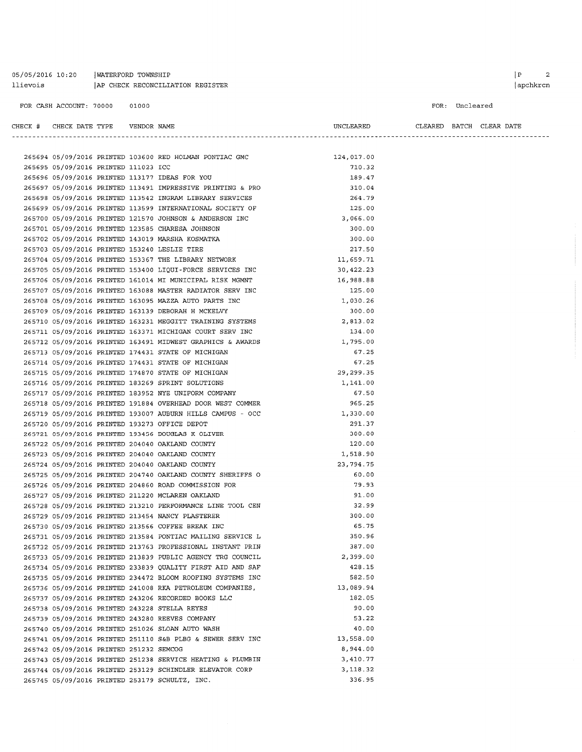05/05/2016 10:20 | WATERFORD TOWNSHIP
llievois | AP CHECK RECONCILIATION REGISTER

FOR CASH ACCOUNT: 70000 01000

FOR: Uncleared

| CHECK # | CHECK DATE | TYPE | VENDOR | NAME | UNCLEARED | CLEARED | BATCH | CLEAR DATE |
|---|---|---|---|---|---|---|---|---|
| 265694 | 05/09/2016 | PRINTED | 103600 | RED HOLMAN PONTIAC GMC | 124,017.00 | | | |
| 265695 | 05/09/2016 | PRINTED | 111023 | ICC | 710.32 | | | |
| 265696 | 05/09/2016 | PRINTED | 113177 | IDEAS FOR YOU | 189.47 | | | |
| 265697 | 05/09/2016 | PRINTED | 113491 | IMPRESSIVE PRINTING & PRO | 310.04 | | | |
| 265698 | 05/09/2016 | PRINTED | 113542 | INGRAM LIBRARY SERVICES | 264.79 | | | |
| 265699 | 05/09/2016 | PRINTED | 113599 | INTERNATIONAL SOCIETY OF | 125.00 | | | |
| 265700 | 05/09/2016 | PRINTED | 121570 | JOHNSON & ANDERSON INC | 3,066.00 | | | |
| 265701 | 05/09/2016 | PRINTED | 123585 | CHARESA JOHNSON | 300.00 | | | |
| 265702 | 05/09/2016 | PRINTED | 143019 | MARSHA KOSMATKA | 300.00 | | | |
| 265703 | 05/09/2016 | PRINTED | 153240 | LESLIE TIRE | 217.50 | | | |
| 265704 | 05/09/2016 | PRINTED | 153367 | THE LIBRARY NETWORK | 11,659.71 | | | |
| 265705 | 05/09/2016 | PRINTED | 153400 | LIQUI-FORCE SERVICES INC | 30,422.23 | | | |
| 265706 | 05/09/2016 | PRINTED | 161014 | MI MUNICIPAL RISK MGMNT | 16,988.88 | | | |
| 265707 | 05/09/2016 | PRINTED | 163088 | MASTER RADIATOR SERV INC | 125.00 | | | |
| 265708 | 05/09/2016 | PRINTED | 163095 | MAZZA AUTO PARTS INC | 1,030.26 | | | |
| 265709 | 05/09/2016 | PRINTED | 163139 | DEBORAH H MCKELVY | 300.00 | | | |
| 265710 | 05/09/2016 | PRINTED | 163231 | MEGGITT TRAINING SYSTEMS | 2,813.02 | | | |
| 265711 | 05/09/2016 | PRINTED | 163371 | MICHIGAN COURT SERV INC | 134.00 | | | |
| 265712 | 05/09/2016 | PRINTED | 163491 | MIDWEST GRAPHICS & AWARDS | 1,795.00 | | | |
| 265713 | 05/09/2016 | PRINTED | 174431 | STATE OF MICHIGAN | 67.25 | | | |
| 265714 | 05/09/2016 | PRINTED | 174431 | STATE OF MICHIGAN | 67.25 | | | |
| 265715 | 05/09/2016 | PRINTED | 174870 | STATE OF MICHIGAN | 29,299.35 | | | |
| 265716 | 05/09/2016 | PRINTED | 183269 | SPRINT SOLUTIONS | 1,141.00 | | | |
| 265717 | 05/09/2016 | PRINTED | 183952 | NYE UNIFORM COMPANY | 67.50 | | | |
| 265718 | 05/09/2016 | PRINTED | 191884 | OVERHEAD DOOR WEST COMMER | 965.25 | | | |
| 265719 | 05/09/2016 | PRINTED | 193007 | AUBURN HILLS CAMPUS - OCC | 1,330.00 | | | |
| 265720 | 05/09/2016 | PRINTED | 193273 | OFFICE DEPOT | 291.37 | | | |
| 265721 | 05/09/2016 | PRINTED | 193456 | DOUGLAS K OLIVER | 300.00 | | | |
| 265722 | 05/09/2016 | PRINTED | 204040 | OAKLAND COUNTY | 120.00 | | | |
| 265723 | 05/09/2016 | PRINTED | 204040 | OAKLAND COUNTY | 1,518.90 | | | |
| 265724 | 05/09/2016 | PRINTED | 204040 | OAKLAND COUNTY | 23,794.75 | | | |
| 265725 | 05/09/2016 | PRINTED | 204740 | OAKLAND COUNTY SHERIFFS O | 60.00 | | | |
| 265726 | 05/09/2016 | PRINTED | 204860 | ROAD COMMISSION FOR | 79.93 | | | |
| 265727 | 05/09/2016 | PRINTED | 211220 | MCLAREN OAKLAND | 91.00 | | | |
| 265728 | 05/09/2016 | PRINTED | 213210 | PERFORMANCE LINE TOOL CEN | 32.99 | | | |
| 265729 | 05/09/2016 | PRINTED | 213454 | NANCY PLASTERER | 300.00 | | | |
| 265730 | 05/09/2016 | PRINTED | 213566 | COFFEE BREAK INC | 65.75 | | | |
| 265731 | 05/09/2016 | PRINTED | 213584 | PONTIAC MAILING SERVICE L | 350.96 | | | |
| 265732 | 05/09/2016 | PRINTED | 213763 | PROFESSIONAL INSTANT PRIN | 387.00 | | | |
| 265733 | 05/09/2016 | PRINTED | 213839 | PUBLIC AGENCY TRG COUNCIL | 2,399.00 | | | |
| 265734 | 05/09/2016 | PRINTED | 233839 | QUALITY FIRST AID AND SAF | 428.15 | | | |
| 265735 | 05/09/2016 | PRINTED | 234472 | BLOOM ROOFING SYSTEMS INC | 582.50 | | | |
| 265736 | 05/09/2016 | PRINTED | 241008 | RKA PETROLEUM COMPANIES, | 13,089.94 | | | |
| 265737 | 05/09/2016 | PRINTED | 243206 | RECORDED BOOKS LLC | 182.05 | | | |
| 265738 | 05/09/2016 | PRINTED | 243228 | STELLA REYES | 90.00 | | | |
| 265739 | 05/09/2016 | PRINTED | 243280 | REEVES COMPANY | 53.22 | | | |
| 265740 | 05/09/2016 | PRINTED | 251026 | SLOAN AUTO WASH | 40.00 | | | |
| 265741 | 05/09/2016 | PRINTED | 251110 | S&B PLBG & SEWER SERV INC | 13,558.00 | | | |
| 265742 | 05/09/2016 | PRINTED | 251232 | SEMCOG | 8,944.00 | | | |
| 265743 | 05/09/2016 | PRINTED | 251238 | SERVICE HEATING & PLUMBIN | 3,410.77 | | | |
| 265744 | 05/09/2016 | PRINTED | 253129 | SCHINDLER ELEVATOR CORP | 3,118.32 | | | |
| 265745 | 05/09/2016 | PRINTED | 253179 | SCHULTZ, INC. | 336.95 | | | |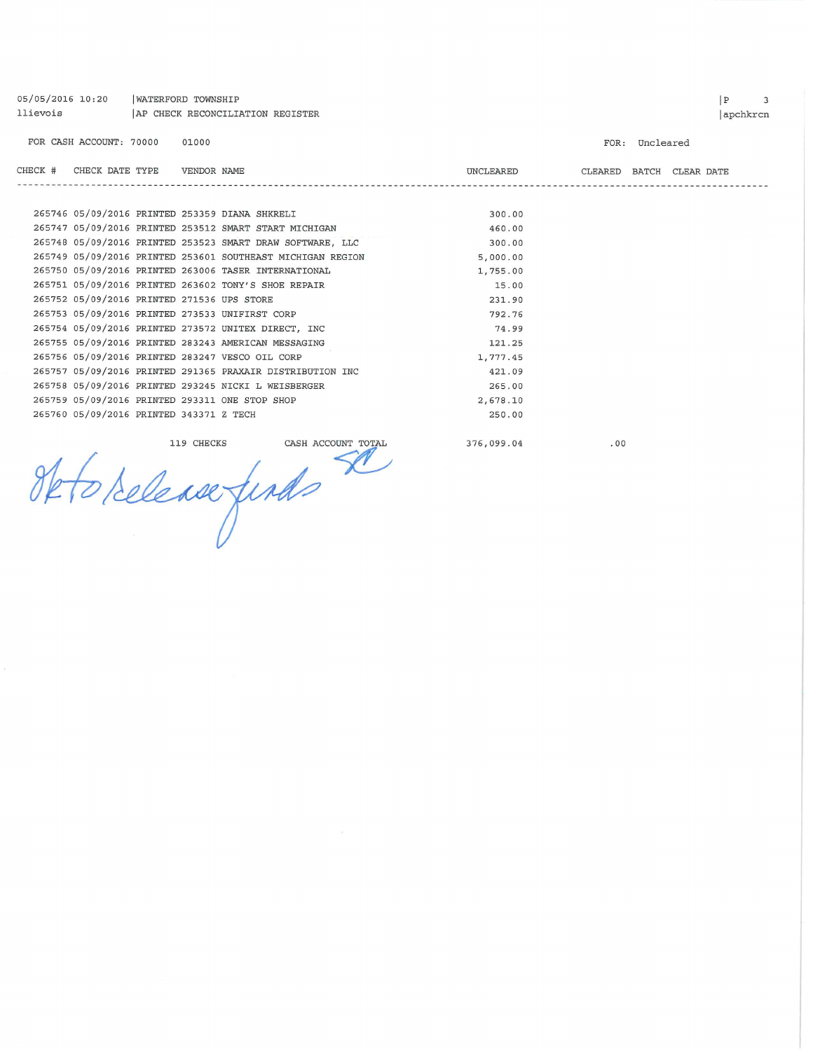05/05/2016 10:20 | WATERFORD TOWNSHIP
llievois | AP CHECK RECONCILIATION REGISTER

FOR CASH ACCOUNT: 70000 01000

FOR: Uncleared

| CHECK # | CHECK DATE | TYPE | VENDOR NAME | UNCLEARED | CLEARED | BATCH | CLEAR DATE |
|---|---|---|---|---|---|---|---|
| 265746 | 05/09/2016 | PRINTED | 253359 DIANA SHKRELI | 300.00 | | | |
| 265747 | 05/09/2016 | PRINTED | 253512 SMART START MICHIGAN | 460.00 | | | |
| 265748 | 05/09/2016 | PRINTED | 253523 SMART DRAW SOFTWARE, LLC | 300.00 | | | |
| 265749 | 05/09/2016 | PRINTED | 253601 SOUTHEAST MICHIGAN REGION | 5,000.00 | | | |
| 265750 | 05/09/2016 | PRINTED | 263006 TASER INTERNATIONAL | 1,755.00 | | | |
| 265751 | 05/09/2016 | PRINTED | 263602 TONY'S SHOE REPAIR | 15.00 | | | |
| 265752 | 05/09/2016 | PRINTED | 271536 UPS STORE | 231.90 | | | |
| 265753 | 05/09/2016 | PRINTED | 273533 UNIFIRST CORP | 792.76 | | | |
| 265754 | 05/09/2016 | PRINTED | 273572 UNITEX DIRECT, INC | 74.99 | | | |
| 265755 | 05/09/2016 | PRINTED | 283243 AMERICAN MESSAGING | 121.25 | | | |
| 265756 | 05/09/2016 | PRINTED | 283247 VESCO OIL CORP | 1,777.45 | | | |
| 265757 | 05/09/2016 | PRINTED | 291365 PRAXAIR DISTRIBUTION INC | 421.09 | | | |
| 265758 | 05/09/2016 | PRINTED | 293245 NICKI L WEISBERGER | 265.00 | | | |
| 265759 | 05/09/2016 | PRINTED | 293311 ONE STOP SHOP | 2,678.10 | | | |
| 265760 | 05/09/2016 | PRINTED | 343371 Z TECH | 250.00 | | | |
| | | | 119 CHECKS CASH ACCOUNT TOTAL | 376,099.04 | .00 | | |

Ok to Release funds SC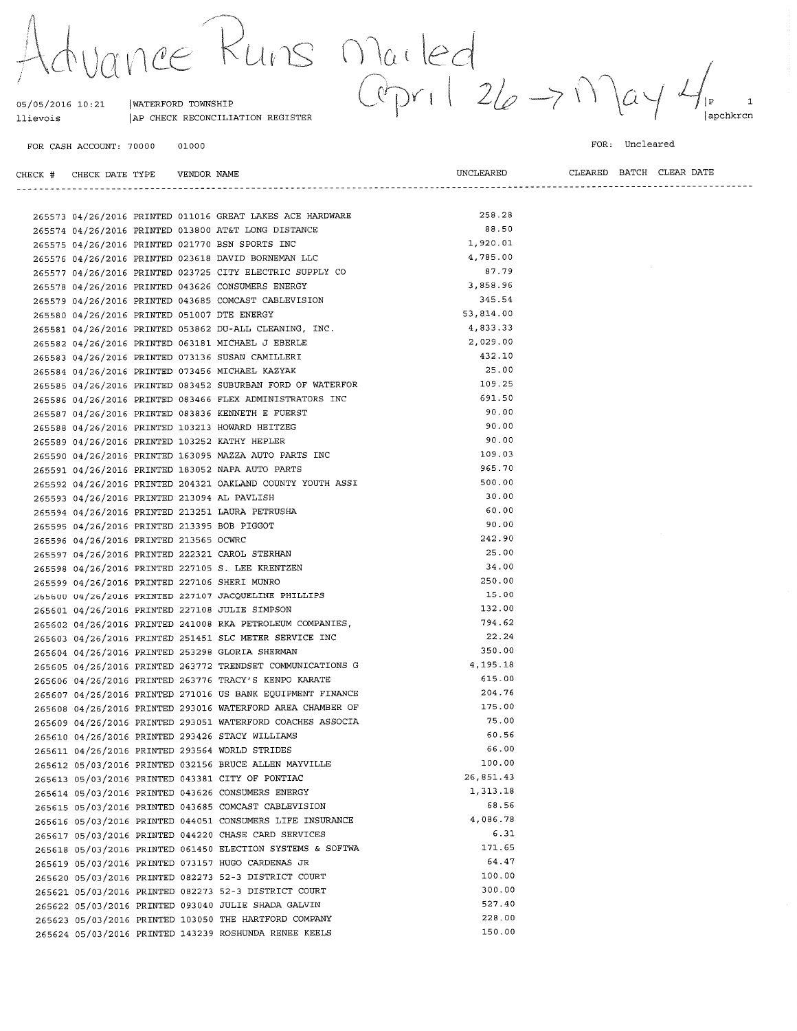Advance Runs Mailed
April 26 → May 4

05/05/2016 10:21 | WATERFORD TOWNSHIP | P 1
llievois | AP CHECK RECONCILIATION REGISTER | apchkrcn

FOR CASH ACCOUNT: 70000 01000 FOR: Uncleared

| CHECK # | CHECK DATE | TYPE | VENDOR | NAME | UNCLEARED | CLEARED | BATCH | CLEAR DATE |
|---|---|---|---|---|---|---|---|---|
| 265573 | 04/26/2016 | PRINTED | 011016 | GREAT LAKES ACE HARDWARE | 258.28 | | | |
| 265574 | 04/26/2016 | PRINTED | 013800 | AT&T LONG DISTANCE | 88.50 | | | |
| 265575 | 04/26/2016 | PRINTED | 021770 | BSN SPORTS INC | 1,920.01 | | | |
| 265576 | 04/26/2016 | PRINTED | 023618 | DAVID BORNEMAN LLC | 4,785.00 | | | |
| 265577 | 04/26/2016 | PRINTED | 023725 | CITY ELECTRIC SUPPLY CO | 87.79 | | | |
| 265578 | 04/26/2016 | PRINTED | 043626 | CONSUMERS ENERGY | 3,858.96 | | | |
| 265579 | 04/26/2016 | PRINTED | 043685 | COMCAST CABLEVISION | 345.54 | | | |
| 265580 | 04/26/2016 | PRINTED | 051007 | DTE ENERGY | 53,814.00 | | | |
| 265581 | 04/26/2016 | PRINTED | 053862 | DU-ALL CLEANING, INC. | 4,833.33 | | | |
| 265582 | 04/26/2016 | PRINTED | 063181 | MICHAEL J EBERLE | 2,029.00 | | | |
| 265583 | 04/26/2016 | PRINTED | 073136 | SUSAN CAMILLERI | 432.10 | | | |
| 265584 | 04/26/2016 | PRINTED | 073456 | MICHAEL KAZYAK | 25.00 | | | |
| 265585 | 04/26/2016 | PRINTED | 083452 | SUBURBAN FORD OF WATERFOR | 109.25 | | | |
| 265586 | 04/26/2016 | PRINTED | 083466 | FLEX ADMINISTRATORS INC | 691.50 | | | |
| 265587 | 04/26/2016 | PRINTED | 083836 | KENNETH E FUERST | 90.00 | | | |
| 265588 | 04/26/2016 | PRINTED | 103213 | HOWARD HEITZEG | 90.00 | | | |
| 265589 | 04/26/2016 | PRINTED | 103252 | KATHY HEPLER | 90.00 | | | |
| 265590 | 04/26/2016 | PRINTED | 163095 | MAZZA AUTO PARTS INC | 109.03 | | | |
| 265591 | 04/26/2016 | PRINTED | 183052 | NAPA AUTO PARTS | 965.70 | | | |
| 265592 | 04/26/2016 | PRINTED | 204321 | OAKLAND COUNTY YOUTH ASSI | 500.00 | | | |
| 265593 | 04/26/2016 | PRINTED | 213094 | AL PAVLISH | 30.00 | | | |
| 265594 | 04/26/2016 | PRINTED | 213251 | LAURA PETRUSHA | 60.00 | | | |
| 265595 | 04/26/2016 | PRINTED | 213395 | BOB PIGGOT | 90.00 | | | |
| 265596 | 04/26/2016 | PRINTED | 213565 | OCWRC | 242.90 | | | |
| 265597 | 04/26/2016 | PRINTED | 222321 | CAROL STERHAN | 25.00 | | | |
| 265598 | 04/26/2016 | PRINTED | 227105 | S. LEE KRENTZEN | 34.00 | | | |
| 265599 | 04/26/2016 | PRINTED | 227106 | SHERI MUNRO | 250.00 | | | |
| 265600 | 04/26/2016 | PRINTED | 227107 | JACQUELINE PHILLIPS | 15.00 | | | |
| 265601 | 04/26/2016 | PRINTED | 227108 | JULIE SIMPSON | 132.00 | | | |
| 265602 | 04/26/2016 | PRINTED | 241008 | RKA PETROLEUM COMPANIES, | 794.62 | | | |
| 265603 | 04/26/2016 | PRINTED | 251451 | SLC METER SERVICE INC | 22.24 | | | |
| 265604 | 04/26/2016 | PRINTED | 253298 | GLORIA SHERMAN | 350.00 | | | |
| 265605 | 04/26/2016 | PRINTED | 263772 | TRENDSET COMMUNICATIONS G | 4,195.18 | | | |
| 265606 | 04/26/2016 | PRINTED | 263776 | TRACY'S KENPO KARATE | 615.00 | | | |
| 265607 | 04/26/2016 | PRINTED | 271016 | US BANK EQUIPMENT FINANCE | 204.76 | | | |
| 265608 | 04/26/2016 | PRINTED | 293016 | WATERFORD AREA CHAMBER OF | 175.00 | | | |
| 265609 | 04/26/2016 | PRINTED | 293051 | WATERFORD COACHES ASSOCIA | 75.00 | | | |
| 265610 | 04/26/2016 | PRINTED | 293426 | STACY WILLIAMS | 60.56 | | | |
| 265611 | 04/26/2016 | PRINTED | 293564 | WORLD STRIDES | 66.00 | | | |
| 265612 | 05/03/2016 | PRINTED | 032156 | BRUCE ALLEN MAYVILLE | 100.00 | | | |
| 265613 | 05/03/2016 | PRINTED | 043381 | CITY OF PONTIAC | 26,851.43 | | | |
| 265614 | 05/03/2016 | PRINTED | 043626 | CONSUMERS ENERGY | 1,313.18 | | | |
| 265615 | 05/03/2016 | PRINTED | 043685 | COMCAST CABLEVISION | 68.56 | | | |
| 265616 | 05/03/2016 | PRINTED | 044051 | CONSUMERS LIFE INSURANCE | 4,086.78 | | | |
| 265617 | 05/03/2016 | PRINTED | 044220 | CHASE CARD SERVICES | 6.31 | | | |
| 265618 | 05/03/2016 | PRINTED | 061450 | ELECTION SYSTEMS & SOFTWA | 171.65 | | | |
| 265619 | 05/03/2016 | PRINTED | 073157 | HUGO CARDENAS JR | 64.47 | | | |
| 265620 | 05/03/2016 | PRINTED | 082273 | 52-3 DISTRICT COURT | 100.00 | | | |
| 265621 | 05/03/2016 | PRINTED | 082273 | 52-3 DISTRICT COURT | 300.00 | | | |
| 265622 | 05/03/2016 | PRINTED | 093040 | JULIE SHADA GALVIN | 527.40 | | | |
| 265623 | 05/03/2016 | PRINTED | 103050 | THE HARTFORD COMPANY | 228.00 | | | |
| 265624 | 05/03/2016 | PRINTED | 143239 | ROSHUNDA RENEE KEELS | 150.00 | | | |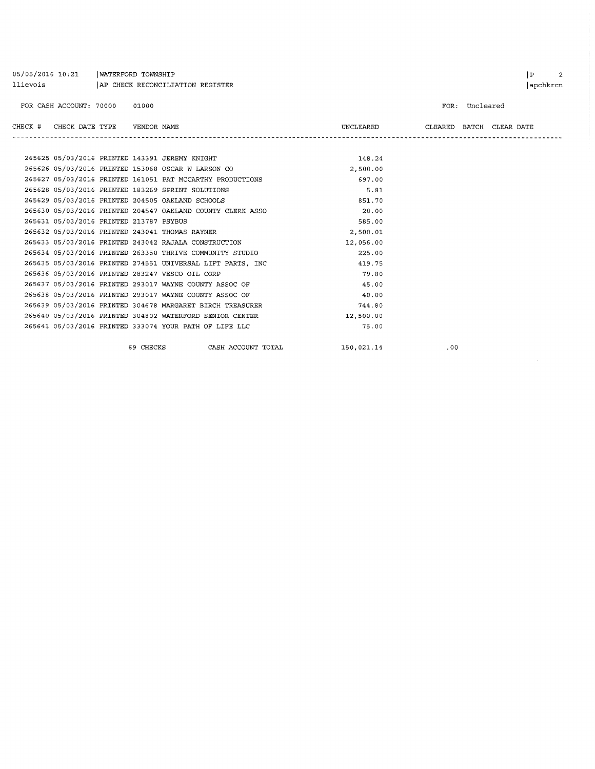05/05/2016 10:21 | WATERFORD TOWNSHIP
llievois | AP CHECK RECONCILIATION REGISTER

FOR CASH ACCOUNT: 70000 01000

FOR: Uncleared

| CHECK # | CHECK DATE | TYPE | VENDOR | NAME | UNCLEARED | CLEARED | BATCH | CLEAR DATE |
|---|---|---|---|---|---|---|---|---|
| 265625 | 05/03/2016 | PRINTED | 143391 | JEREMY KNIGHT | 148.24 | | | |
| 265626 | 05/03/2016 | PRINTED | 153068 | OSCAR W LARSON CO | 2,500.00 | | | |
| 265627 | 05/03/2016 | PRINTED | 161051 | PAT MCCARTHY PRODUCTIONS | 697.00 | | | |
| 265628 | 05/03/2016 | PRINTED | 183269 | SPRINT SOLUTIONS | 5.81 | | | |
| 265629 | 05/03/2016 | PRINTED | 204505 | OAKLAND SCHOOLS | 851.70 | | | |
| 265630 | 05/03/2016 | PRINTED | 204547 | OAKLAND COUNTY CLERK ASSO | 20.00 | | | |
| 265631 | 05/03/2016 | PRINTED | 213787 | PSYBUS | 585.00 | | | |
| 265632 | 05/03/2016 | PRINTED | 243041 | THOMAS RAYNER | 2,500.01 | | | |
| 265633 | 05/03/2016 | PRINTED | 243042 | RAJALA CONSTRUCTION | 12,056.00 | | | |
| 265634 | 05/03/2016 | PRINTED | 263350 | THRIVE COMMUNITY STUDIO | 225.00 | | | |
| 265635 | 05/03/2016 | PRINTED | 274551 | UNIVERSAL LIFT PARTS, INC | 419.75 | | | |
| 265636 | 05/03/2016 | PRINTED | 283247 | VESCO OIL CORP | 79.80 | | | |
| 265637 | 05/03/2016 | PRINTED | 293017 | WAYNE COUNTY ASSOC OF | 45.00 | | | |
| 265638 | 05/03/2016 | PRINTED | 293017 | WAYNE COUNTY ASSOC OF | 40.00 | | | |
| 265639 | 05/03/2016 | PRINTED | 304678 | MARGARET BIRCH TREASURER | 744.80 | | | |
| 265640 | 05/03/2016 | PRINTED | 304802 | WATERFORD SENIOR CENTER | 12,500.00 | | | |
| 265641 | 05/03/2016 | PRINTED | 333074 | YOUR PATH OF LIFE LLC | 75.00 | | | |
| | | 69 CHECKS | | CASH ACCOUNT TOTAL | 150,021.14 | .00 | | |